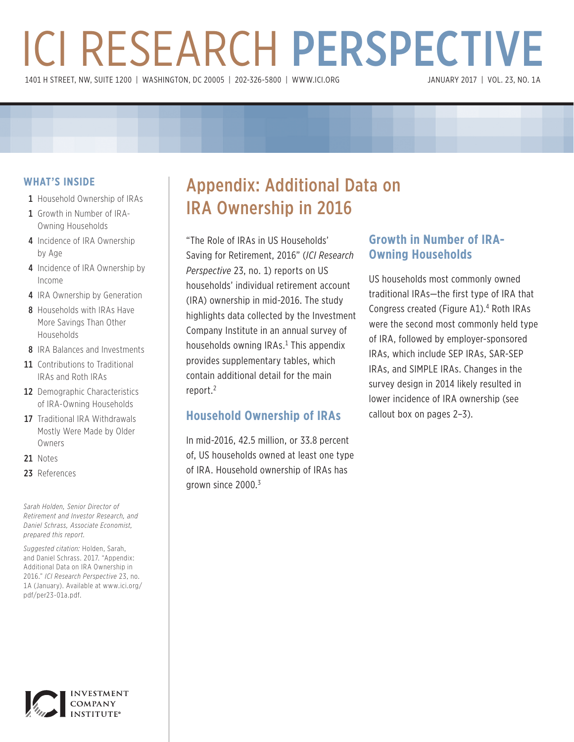# ICI RESEARCH PERSPECTIVE

1401 H STREET, NW, SUITE 1200 | WASHINGTON, DC 20005 | 202-326-5800 | WWW.ICI.ORG

JANUARY 2017 | VOL. 23, NO. 1A

## WHAT'S INSIDE

- 1 Household Ownership of IRAs
- 1 Growth in Number of IRA-Owning Households
- 4 Incidence of IRA Ownership by Age
- 4 Incidence of IRA Ownership by Income
- 4 IRA Ownership by Generation
- 8 Households with IRAs Have More Savings Than Other Households
- 8 IRA Balances and Investments
- 11 Contributions to Traditional IRAs and Roth IRAs
- 12 Demographic Characteristics of IRA-Owning Households
- 17 Traditional IRA Withdrawals Mostly Were Made by Older Owners
- 21 Notes
- 23 References

*Sarah Holden, Senior Director of Retirement and Investor Research, and Daniel Schrass, Associate Economist, prepared this report.*

*Suggested citation:* Holden, Sarah, and Daniel Schrass. 2017. "Appendix: Additional Data on IRA Ownership in 2016." *ICI Research Perspective* 23, no. 1A (January). Available at www.ici.org/pdf/per23-01a.pdf.

# Appendix: Additional Data on IRA Ownership in 2016

"The Role of IRAs in US Households' Saving for Retirement, 2016" (*ICI Research Perspective* 23, no. 1) reports on US households' individual retirement account (IRA) ownership in mid-2016. The study highlights data collected by the Investment Company Institute in an annual survey of households owning IRAs.[1] This appendix provides supplementary tables, which contain additional detail for the main report.[2]

## Household Ownership of IRAs

In mid-2016, 42.5 million, or 33.8 percent of, US households owned at least one type of IRA. Household ownership of IRAs has grown since 2000.[3]

## Growth in Number of IRA-Owning Households

US households most commonly owned traditional IRAs—the first type of IRA that Congress created (Figure A1).[4] Roth IRAs were the second most commonly held type of IRA, followed by employer-sponsored IRAs, which include SEP IRAs, SAR-SEP IRAs, and SIMPLE IRAs. Changes in the survey design in 2014 likely resulted in lower incidence of IRA ownership (see callout box on pages 2–3).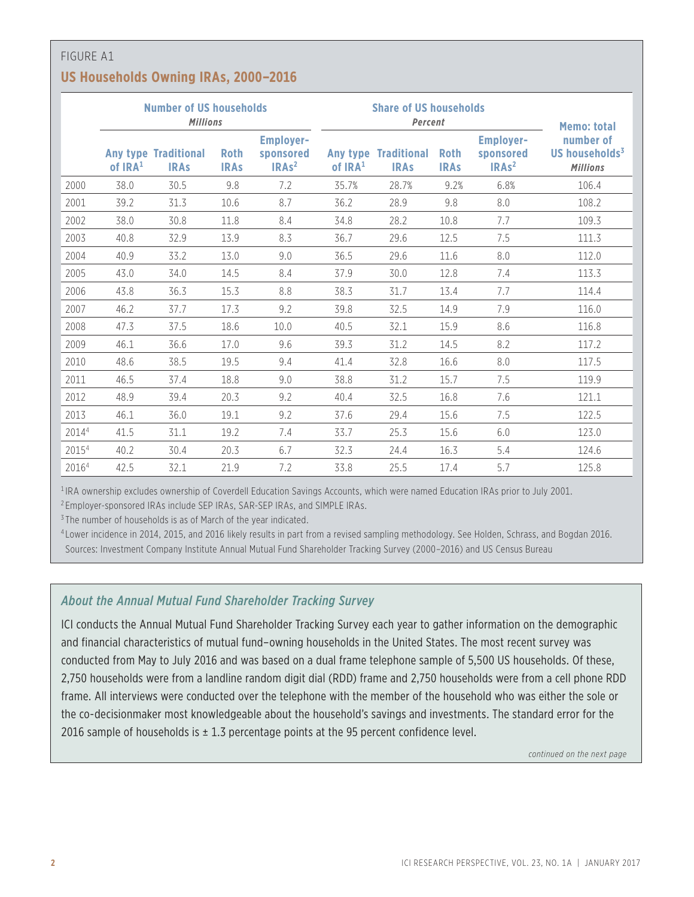FIGURE A1

## US Households Owning IRAs, 2000–2016

| | Number of US households *Millions* | | | | Share of US households *Percent* | | | | Memo: total number of US households[3] *Millions* |
|---|---|---|---|---|---|---|---|---|---|
| | Any type of IRA[1] | Traditional IRAs | Roth IRAs | Employer-sponsored IRAs[2] | Any type of IRA[1] | Traditional IRAs | Roth IRAs | Employer-sponsored IRAs[2] | |
| 2000 | 38.0 | 30.5 | 9.8 | 7.2 | 35.7% | 28.7% | 9.2% | 6.8% | 106.4 |
| 2001 | 39.2 | 31.3 | 10.6 | 8.7 | 36.2 | 28.9 | 9.8 | 8.0 | 108.2 |
| 2002 | 38.0 | 30.8 | 11.8 | 8.4 | 34.8 | 28.2 | 10.8 | 7.7 | 109.3 |
| 2003 | 40.8 | 32.9 | 13.9 | 8.3 | 36.7 | 29.6 | 12.5 | 7.5 | 111.3 |
| 2004 | 40.9 | 33.2 | 13.0 | 9.0 | 36.5 | 29.6 | 11.6 | 8.0 | 112.0 |
| 2005 | 43.0 | 34.0 | 14.5 | 8.4 | 37.9 | 30.0 | 12.8 | 7.4 | 113.3 |
| 2006 | 43.8 | 36.3 | 15.3 | 8.8 | 38.3 | 31.7 | 13.4 | 7.7 | 114.4 |
| 2007 | 46.2 | 37.7 | 17.3 | 9.2 | 39.8 | 32.5 | 14.9 | 7.9 | 116.0 |
| 2008 | 47.3 | 37.5 | 18.6 | 10.0 | 40.5 | 32.1 | 15.9 | 8.6 | 116.8 |
| 2009 | 46.1 | 36.6 | 17.0 | 9.6 | 39.3 | 31.2 | 14.5 | 8.2 | 117.2 |
| 2010 | 48.6 | 38.5 | 19.5 | 9.4 | 41.4 | 32.8 | 16.6 | 8.0 | 117.5 |
| 2011 | 46.5 | 37.4 | 18.8 | 9.0 | 38.8 | 31.2 | 15.7 | 7.5 | 119.9 |
| 2012 | 48.9 | 39.4 | 20.3 | 9.2 | 40.4 | 32.5 | 16.8 | 7.6 | 121.1 |
| 2013 | 46.1 | 36.0 | 19.1 | 9.2 | 37.6 | 29.4 | 15.6 | 7.5 | 122.5 |
| 2014[4] | 41.5 | 31.1 | 19.2 | 7.4 | 33.7 | 25.3 | 15.6 | 6.0 | 123.0 |
| 2015[4] | 40.2 | 30.4 | 20.3 | 6.7 | 32.3 | 24.4 | 16.3 | 5.4 | 124.6 |
| 2016[4] | 42.5 | 32.1 | 21.9 | 7.2 | 33.8 | 25.5 | 17.4 | 5.7 | 125.8 |

[1] IRA ownership excludes ownership of Coverdell Education Savings Accounts, which were named Education IRAs prior to July 2001.

[2] Employer-sponsored IRAs include SEP IRAs, SAR-SEP IRAs, and SIMPLE IRAs.

[3] The number of households is as of March of the year indicated.

[4] Lower incidence in 2014, 2015, and 2016 likely results in part from a revised sampling methodology. See Holden, Schrass, and Bogdan 2016.

Sources: Investment Company Institute Annual Mutual Fund Shareholder Tracking Survey (2000–2016) and US Census Bureau

### *About the Annual Mutual Fund Shareholder Tracking Survey*

ICI conducts the Annual Mutual Fund Shareholder Tracking Survey each year to gather information on the demographic and financial characteristics of mutual fund–owning households in the United States. The most recent survey was conducted from May to July 2016 and was based on a dual frame telephone sample of 5,500 US households. Of these, 2,750 households were from a landline random digit dial (RDD) frame and 2,750 households were from a cell phone RDD frame. All interviews were conducted over the telephone with the member of the household who was either the sole or the co-decisionmaker most knowledgeable about the household's savings and investments. The standard error for the 2016 sample of households is ± 1.3 percentage points at the 95 percent confidence level.

*continued on the next page*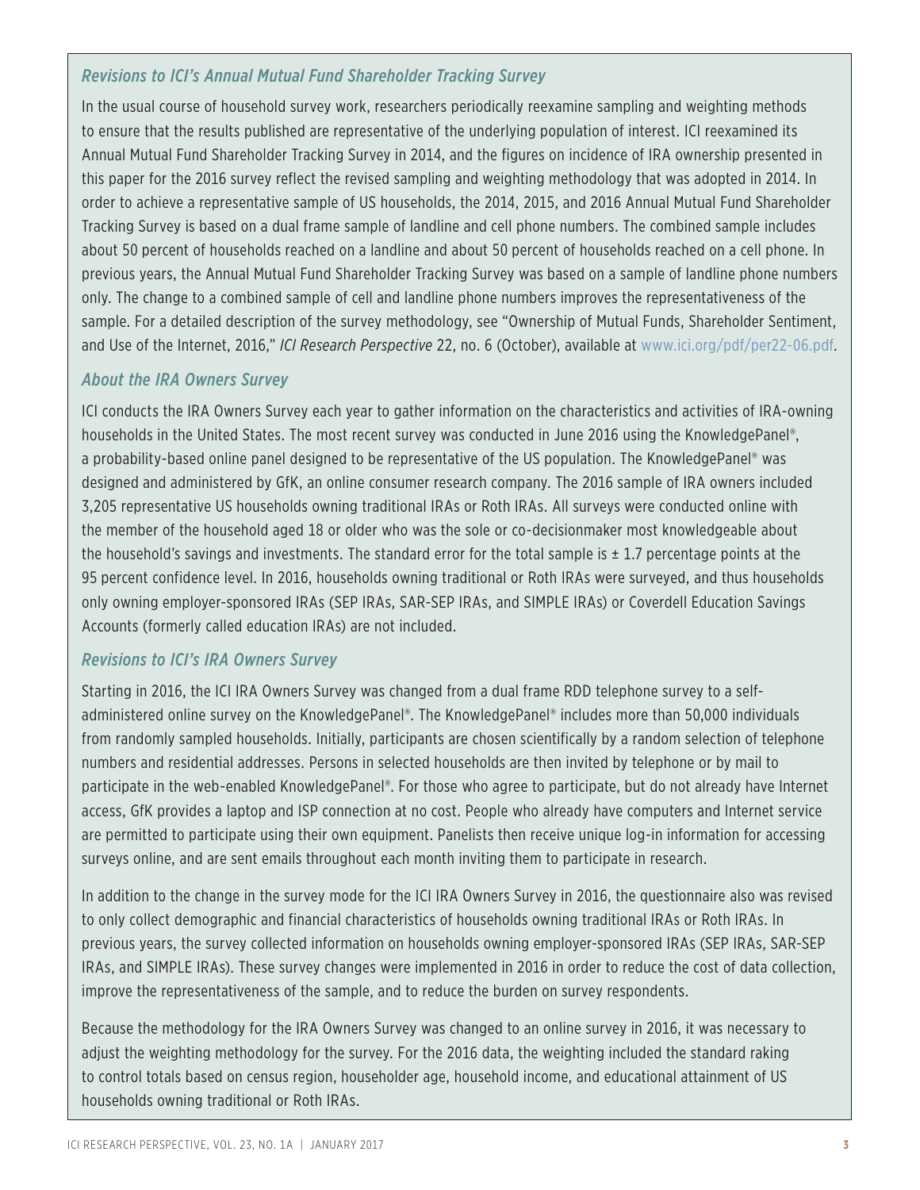### *Revisions to ICI's Annual Mutual Fund Shareholder Tracking Survey*

In the usual course of household survey work, researchers periodically reexamine sampling and weighting methods to ensure that the results published are representative of the underlying population of interest. ICI reexamined its Annual Mutual Fund Shareholder Tracking Survey in 2014, and the figures on incidence of IRA ownership presented in this paper for the 2016 survey reflect the revised sampling and weighting methodology that was adopted in 2014. In order to achieve a representative sample of US households, the 2014, 2015, and 2016 Annual Mutual Fund Shareholder Tracking Survey is based on a dual frame sample of landline and cell phone numbers. The combined sample includes about 50 percent of households reached on a landline and about 50 percent of households reached on a cell phone. In previous years, the Annual Mutual Fund Shareholder Tracking Survey was based on a sample of landline phone numbers only. The change to a combined sample of cell and landline phone numbers improves the representativeness of the sample. For a detailed description of the survey methodology, see "Ownership of Mutual Funds, Shareholder Sentiment, and Use of the Internet, 2016," *ICI Research Perspective* 22, no. 6 (October), available at www.ici.org/pdf/per22-06.pdf.

### *About the IRA Owners Survey*

ICI conducts the IRA Owners Survey each year to gather information on the characteristics and activities of IRA-owning households in the United States. The most recent survey was conducted in June 2016 using the KnowledgePanel®, a probability-based online panel designed to be representative of the US population. The KnowledgePanel® was designed and administered by GfK, an online consumer research company. The 2016 sample of IRA owners included 3,205 representative US households owning traditional IRAs or Roth IRAs. All surveys were conducted online with the member of the household aged 18 or older who was the sole or co-decisionmaker most knowledgeable about the household's savings and investments. The standard error for the total sample is ± 1.7 percentage points at the 95 percent confidence level. In 2016, households owning traditional or Roth IRAs were surveyed, and thus households only owning employer-sponsored IRAs (SEP IRAs, SAR-SEP IRAs, and SIMPLE IRAs) or Coverdell Education Savings Accounts (formerly called education IRAs) are not included.

### *Revisions to ICI's IRA Owners Survey*

Starting in 2016, the ICI IRA Owners Survey was changed from a dual frame RDD telephone survey to a self-administered online survey on the KnowledgePanel®. The KnowledgePanel® includes more than 50,000 individuals from randomly sampled households. Initially, participants are chosen scientifically by a random selection of telephone numbers and residential addresses. Persons in selected households are then invited by telephone or by mail to participate in the web-enabled KnowledgePanel®. For those who agree to participate, but do not already have Internet access, GfK provides a laptop and ISP connection at no cost. People who already have computers and Internet service are permitted to participate using their own equipment. Panelists then receive unique log-in information for accessing surveys online, and are sent emails throughout each month inviting them to participate in research.

In addition to the change in the survey mode for the ICI IRA Owners Survey in 2016, the questionnaire also was revised to only collect demographic and financial characteristics of households owning traditional IRAs or Roth IRAs. In previous years, the survey collected information on households owning employer-sponsored IRAs (SEP IRAs, SAR-SEP IRAs, and SIMPLE IRAs). These survey changes were implemented in 2016 in order to reduce the cost of data collection, improve the representativeness of the sample, and to reduce the burden on survey respondents.

Because the methodology for the IRA Owners Survey was changed to an online survey in 2016, it was necessary to adjust the weighting methodology for the survey. For the 2016 data, the weighting included the standard raking to control totals based on census region, householder age, household income, and educational attainment of US households owning traditional or Roth IRAs.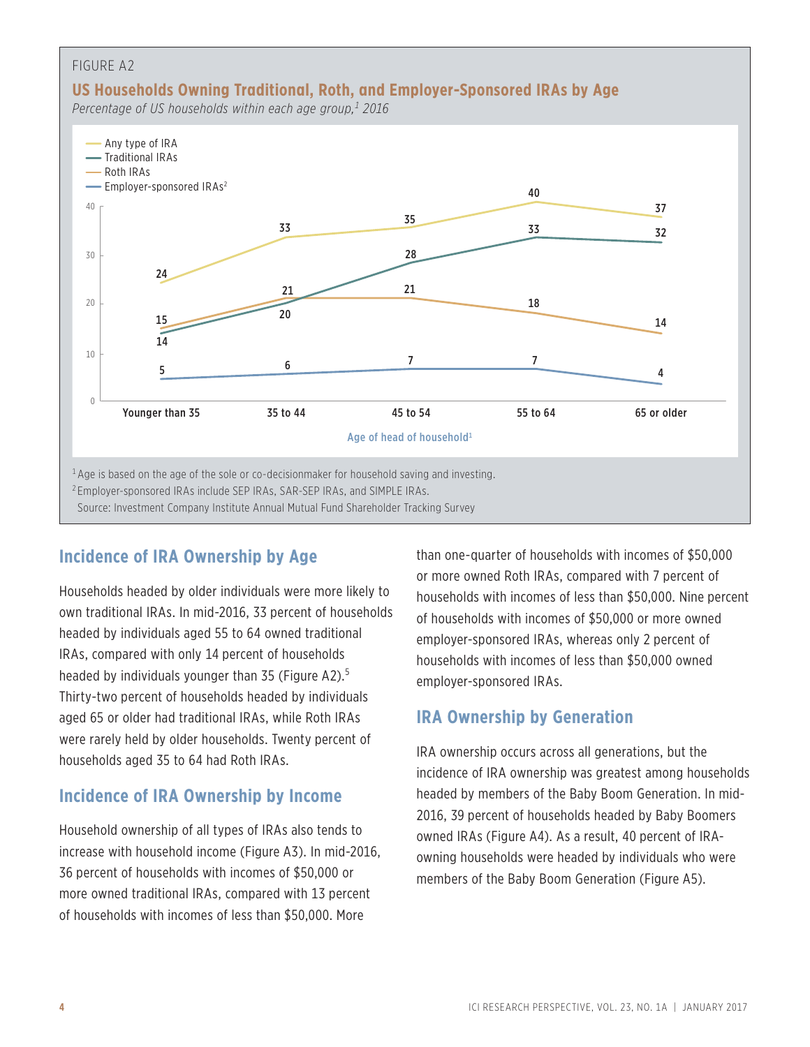FIGURE A2

**US Households Owning Traditional, Roth, and Employer-Sponsored IRAs by Age**

*Percentage of US households within each age group,[1] 2016*

| Age of head of household[1] | Any type of IRA | Traditional IRAs | Roth IRAs | Employer-sponsored IRAs[2] |
|---|---|---|---|---|
| Younger than 35 | 24 | 14 | 15 | 5 |
| 35 to 44 | 33 | 20 | 21 | 6 |
| 45 to 54 | 35 | 28 | 21 | 7 |
| 55 to 64 | 40 | 33 | 18 | 7 |
| 65 or older | 37 | 32 | 14 | 4 |

[1] Age is based on the age of the sole or co-decisionmaker for household saving and investing.
[2] Employer-sponsored IRAs include SEP IRAs, SAR-SEP IRAs, and SIMPLE IRAs.
Source: Investment Company Institute Annual Mutual Fund Shareholder Tracking Survey

## Incidence of IRA Ownership by Age

Households headed by older individuals were more likely to own traditional IRAs. In mid-2016, 33 percent of households headed by individuals aged 55 to 64 owned traditional IRAs, compared with only 14 percent of households headed by individuals younger than 35 (Figure A2).[5] Thirty-two percent of households headed by individuals aged 65 or older had traditional IRAs, while Roth IRAs were rarely held by older households. Twenty percent of households aged 35 to 64 had Roth IRAs.

## Incidence of IRA Ownership by Income

Household ownership of all types of IRAs also tends to increase with household income (Figure A3). In mid-2016, 36 percent of households with incomes of $50,000 or more owned traditional IRAs, compared with 13 percent of households with incomes of less than $50,000. More than one-quarter of households with incomes of $50,000 or more owned Roth IRAs, compared with 7 percent of households with incomes of less than $50,000. Nine percent of households with incomes of $50,000 or more owned employer-sponsored IRAs, whereas only 2 percent of households with incomes of less than $50,000 owned employer-sponsored IRAs.

## IRA Ownership by Generation

IRA ownership occurs across all generations, but the incidence of IRA ownership was greatest among households headed by members of the Baby Boom Generation. In mid-2016, 39 percent of households headed by Baby Boomers owned IRAs (Figure A4). As a result, 40 percent of IRA-owning households were headed by individuals who were members of the Baby Boom Generation (Figure A5).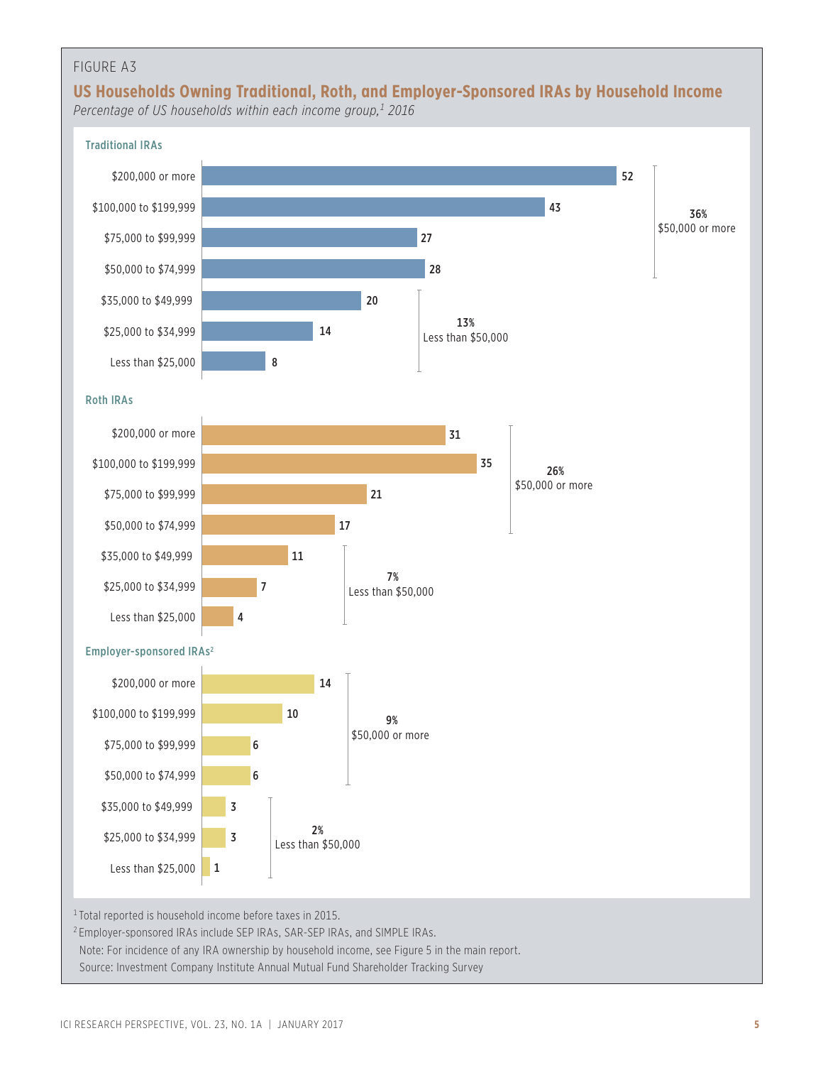FIGURE A3

## US Households Owning Traditional, Roth, and Employer-Sponsored IRAs by Household Income

*Percentage of US households within each income group,[1] 2016*

**Traditional IRAs**

| Household income | Percentage |
|---|---|
| $200,000 or more | 52 |
| $100,000 to $199,999 | 43 |
| $75,000 to $99,999 | 27 |
| $50,000 to $74,999 | 28 |
| $35,000 to $49,999 | 20 |
| $25,000 to $34,999 | 14 |
| Less than $25,000 | 8 |

36% $50,000 or more

13% Less than $50,000

**Roth IRAs**

| Household income | Percentage |
|---|---|
| $200,000 or more | 31 |
| $100,000 to $199,999 | 35 |
| $75,000 to $99,999 | 21 |
| $50,000 to $74,999 | 17 |
| $35,000 to $49,999 | 11 |
| $25,000 to $34,999 | 7 |
| Less than $25,000 | 4 |

26% $50,000 or more

7% Less than $50,000

**Employer-sponsored IRAs[2]**

| Household income | Percentage |
|---|---|
| $200,000 or more | 14 |
| $100,000 to $199,999 | 10 |
| $75,000 to $99,999 | 6 |
| $50,000 to $74,999 | 6 |
| $35,000 to $49,999 | 3 |
| $25,000 to $34,999 | 3 |
| Less than $25,000 | 1 |

9% $50,000 or more

2% Less than $50,000

[1] Total reported is household income before taxes in 2015.

[2] Employer-sponsored IRAs include SEP IRAs, SAR-SEP IRAs, and SIMPLE IRAs.

Note: For incidence of any IRA ownership by household income, see Figure 5 in the main report.

Source: Investment Company Institute Annual Mutual Fund Shareholder Tracking Survey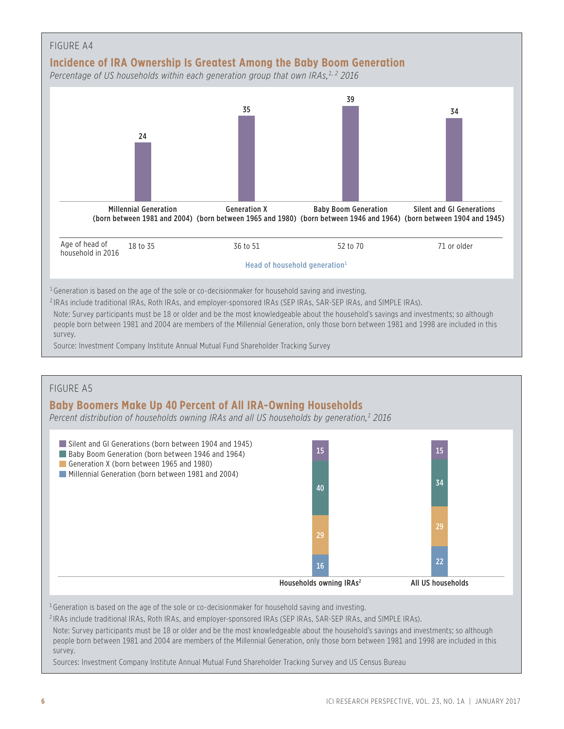FIGURE A4

## Incidence of IRA Ownership Is Greatest Among the Baby Boom Generation

*Percentage of US households within each generation group that own IRAs,[1, 2] 2016*

| Head of household generation[1] | Millennial Generation (born between 1981 and 2004) | Generation X (born between 1965 and 1980) | Baby Boom Generation (born between 1946 and 1964) | Silent and GI Generations (born between 1904 and 1945) |
|---|---|---|---|---|
| Percentage owning IRAs | 24 | 35 | 39 | 34 |
| Age of head of household in 2016 | 18 to 35 | 36 to 51 | 52 to 70 | 71 or older |

[1] Generation is based on the age of the sole or co-decisionmaker for household saving and investing.

[2] IRAs include traditional IRAs, Roth IRAs, and employer-sponsored IRAs (SEP IRAs, SAR-SEP IRAs, and SIMPLE IRAs).

Note: Survey participants must be 18 or older and be the most knowledgeable about the household's savings and investments; so although people born between 1981 and 2004 are members of the Millennial Generation, only those born between 1981 and 1998 are included in this survey.

Source: Investment Company Institute Annual Mutual Fund Shareholder Tracking Survey

FIGURE A5

## Baby Boomers Make Up 40 Percent of All IRA-Owning Households

*Percent distribution of households owning IRAs and all US households by generation,[1] 2016*

| Generation | Households owning IRAs[2] | All US households |
|---|---|---|
| Silent and GI Generations (born between 1904 and 1945) | 15 | 15 |
| Baby Boom Generation (born between 1946 and 1964) | 40 | 34 |
| Generation X (born between 1965 and 1980) | 29 | 29 |
| Millennial Generation (born between 1981 and 2004) | 16 | 22 |

[1] Generation is based on the age of the sole or co-decisionmaker for household saving and investing.

[2] IRAs include traditional IRAs, Roth IRAs, and employer-sponsored IRAs (SEP IRAs, SAR-SEP IRAs, and SIMPLE IRAs).

Note: Survey participants must be 18 or older and be the most knowledgeable about the household's savings and investments; so although people born between 1981 and 2004 are members of the Millennial Generation, only those born between 1981 and 1998 are included in this survey.

Sources: Investment Company Institute Annual Mutual Fund Shareholder Tracking Survey and US Census Bureau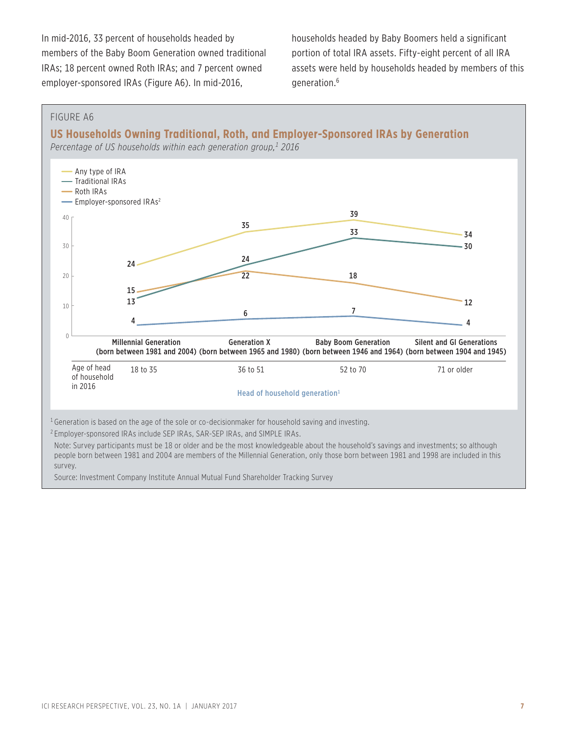In mid-2016, 33 percent of households headed by members of the Baby Boom Generation owned traditional IRAs; 18 percent owned Roth IRAs; and 7 percent owned employer-sponsored IRAs (Figure A6). In mid-2016, households headed by Baby Boomers held a significant portion of total IRA assets. Fifty-eight percent of all IRA assets were held by households headed by members of this generation.[6]

FIGURE A6

## US Households Owning Traditional, Roth, and Employer-Sponsored IRAs by Generation

*Percentage of US households within each generation group,[1] 2016*

| Head of household generation[1] | Millennial Generation (born between 1981 and 2004) | Generation X (born between 1965 and 1980) | Baby Boom Generation (born between 1946 and 1964) | Silent and GI Generations (born between 1904 and 1945) |
|---|---|---|---|---|
| Age of head of household in 2016 | 18 to 35 | 36 to 51 | 52 to 70 | 71 or older |
| Any type of IRA | 24 | 35 | 39 | 34 |
| Traditional IRAs | 13 | 24 | 33 | 30 |
| Roth IRAs | 15 | 22 | 18 | 12 |
| Employer-sponsored IRAs[2] | 4 | 6 | 7 | 4 |

[1] Generation is based on the age of the sole or co-decisionmaker for household saving and investing.

[2] Employer-sponsored IRAs include SEP IRAs, SAR-SEP IRAs, and SIMPLE IRAs.

Note: Survey participants must be 18 or older and be the most knowledgeable about the household's savings and investments; so although people born between 1981 and 2004 are members of the Millennial Generation, only those born between 1981 and 1998 are included in this survey.

Source: Investment Company Institute Annual Mutual Fund Shareholder Tracking Survey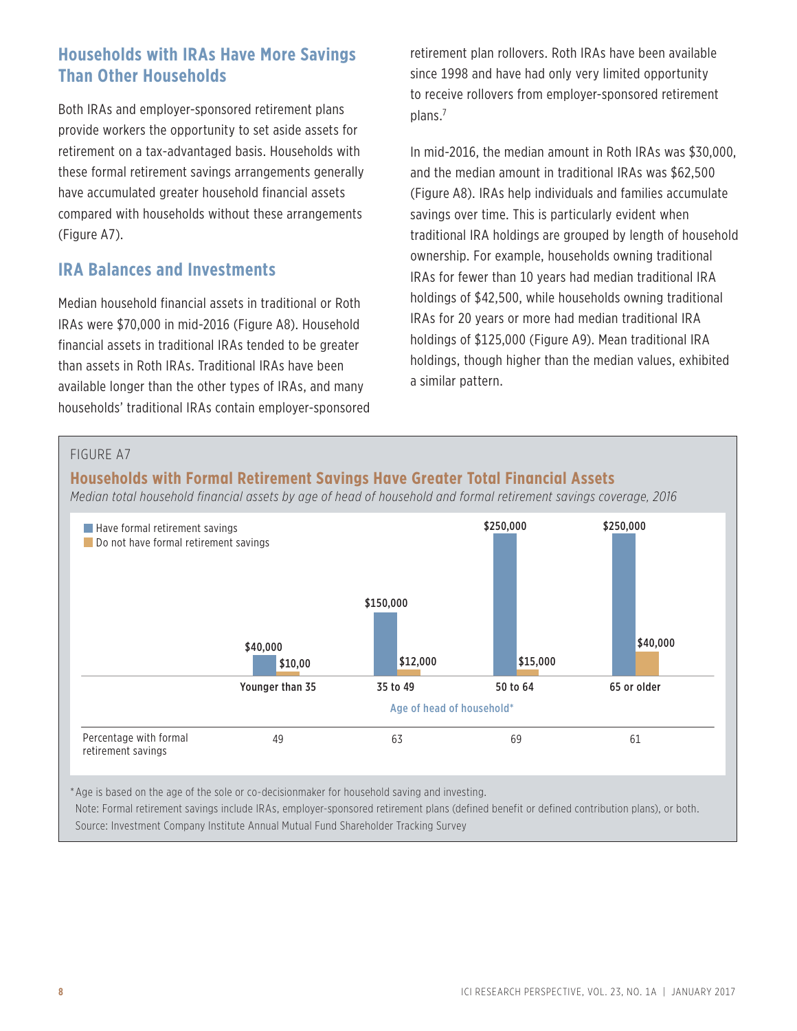## Households with IRAs Have More Savings Than Other Households

Both IRAs and employer-sponsored retirement plans provide workers the opportunity to set aside assets for retirement on a tax-advantaged basis. Households with these formal retirement savings arrangements generally have accumulated greater household financial assets compared with households without these arrangements (Figure A7).

## IRA Balances and Investments

Median household financial assets in traditional or Roth IRAs were $70,000 in mid-2016 (Figure A8). Household financial assets in traditional IRAs tended to be greater than assets in Roth IRAs. Traditional IRAs have been available longer than the other types of IRAs, and many households' traditional IRAs contain employer-sponsored retirement plan rollovers. Roth IRAs have been available since 1998 and have had only very limited opportunity to receive rollovers from employer-sponsored retirement plans.[7]

In mid-2016, the median amount in Roth IRAs was $30,000, and the median amount in traditional IRAs was $62,500 (Figure A8). IRAs help individuals and families accumulate savings over time. This is particularly evident when traditional IRA holdings are grouped by length of household ownership. For example, households owning traditional IRAs for fewer than 10 years had median traditional IRA holdings of $42,500, while households owning traditional IRAs for 20 years or more had median traditional IRA holdings of $125,000 (Figure A9). Mean traditional IRA holdings, though higher than the median values, exhibited a similar pattern.

FIGURE A7

### Households with Formal Retirement Savings Have Greater Total Financial Assets

*Median total household financial assets by age of head of household and formal retirement savings coverage, 2016*

| Age of head of household* | Younger than 35 | 35 to 49 | 50 to 64 | 65 or older |
|---|---|---|---|---|
| Have formal retirement savings | $40,000 | $150,000 | $250,000 | $250,000 |
| Do not have formal retirement savings | $10,00 | $12,000 | $15,000 | $40,000 |
| Percentage with formal retirement savings | 49 | 63 | 69 | 61 |

*Age is based on the age of the sole or co-decisionmaker for household saving and investing.

Note: Formal retirement savings include IRAs, employer-sponsored retirement plans (defined benefit or defined contribution plans), or both.

Source: Investment Company Institute Annual Mutual Fund Shareholder Tracking Survey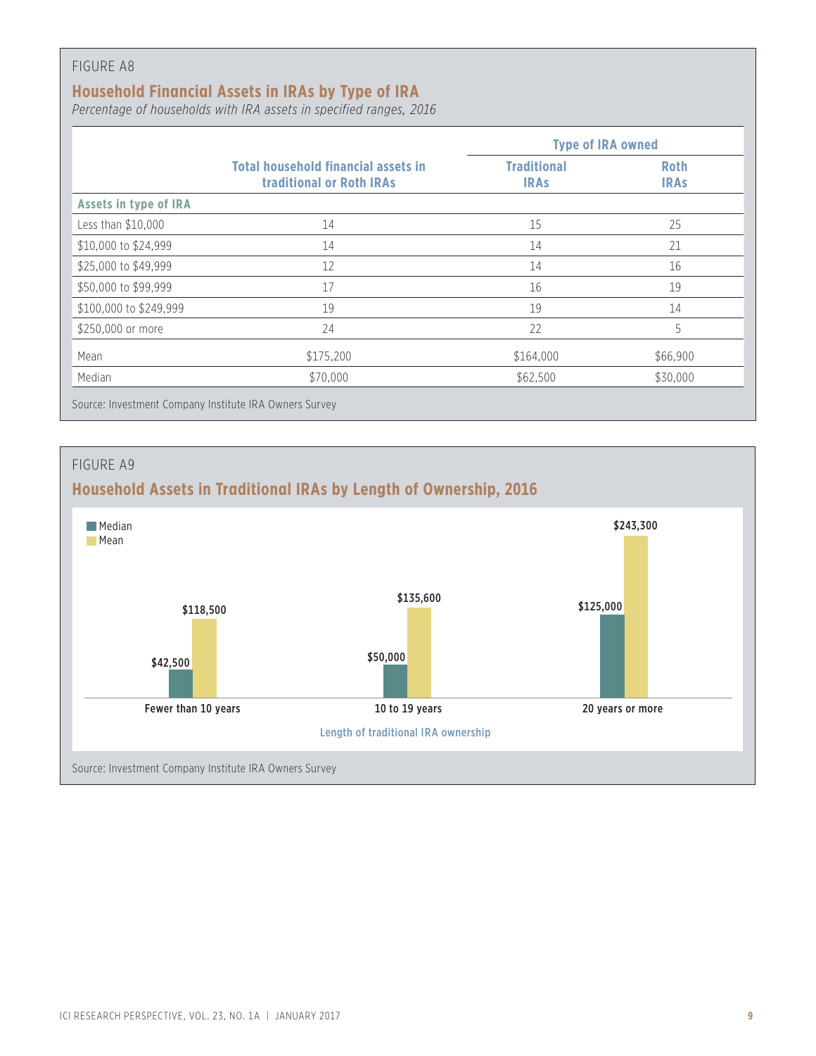FIGURE A8

## Household Financial Assets in IRAs by Type of IRA

*Percentage of households with IRA assets in specified ranges, 2016*

| | Total household financial assets in traditional or Roth IRAs | Type of IRA owned | |
|---|---|---|---|
| | | Traditional IRAs | Roth IRAs |
| **Assets in type of IRA** | | | |
| Less than $10,000 | 14 | 15 | 25 |
| $10,000 to $24,999 | 14 | 14 | 21 |
| $25,000 to $49,999 | 12 | 14 | 16 |
| $50,000 to $99,999 | 17 | 16 | 19 |
| $100,000 to $249,999 | 19 | 19 | 14 |
| $250,000 or more | 24 | 22 | 5 |
| Mean | $175,200 | $164,000 | $66,900 |
| Median | $70,000 | $62,500 | $30,000 |

Source: Investment Company Institute IRA Owners Survey

FIGURE A9

## Household Assets in Traditional IRAs by Length of Ownership, 2016

| Length of traditional IRA ownership | Median | Mean |
|---|---|---|
| Fewer than 10 years | $42,500 | $118,500 |
| 10 to 19 years | $50,000 | $135,600 |
| 20 years or more | $125,000 | $243,300 |

Source: Investment Company Institute IRA Owners Survey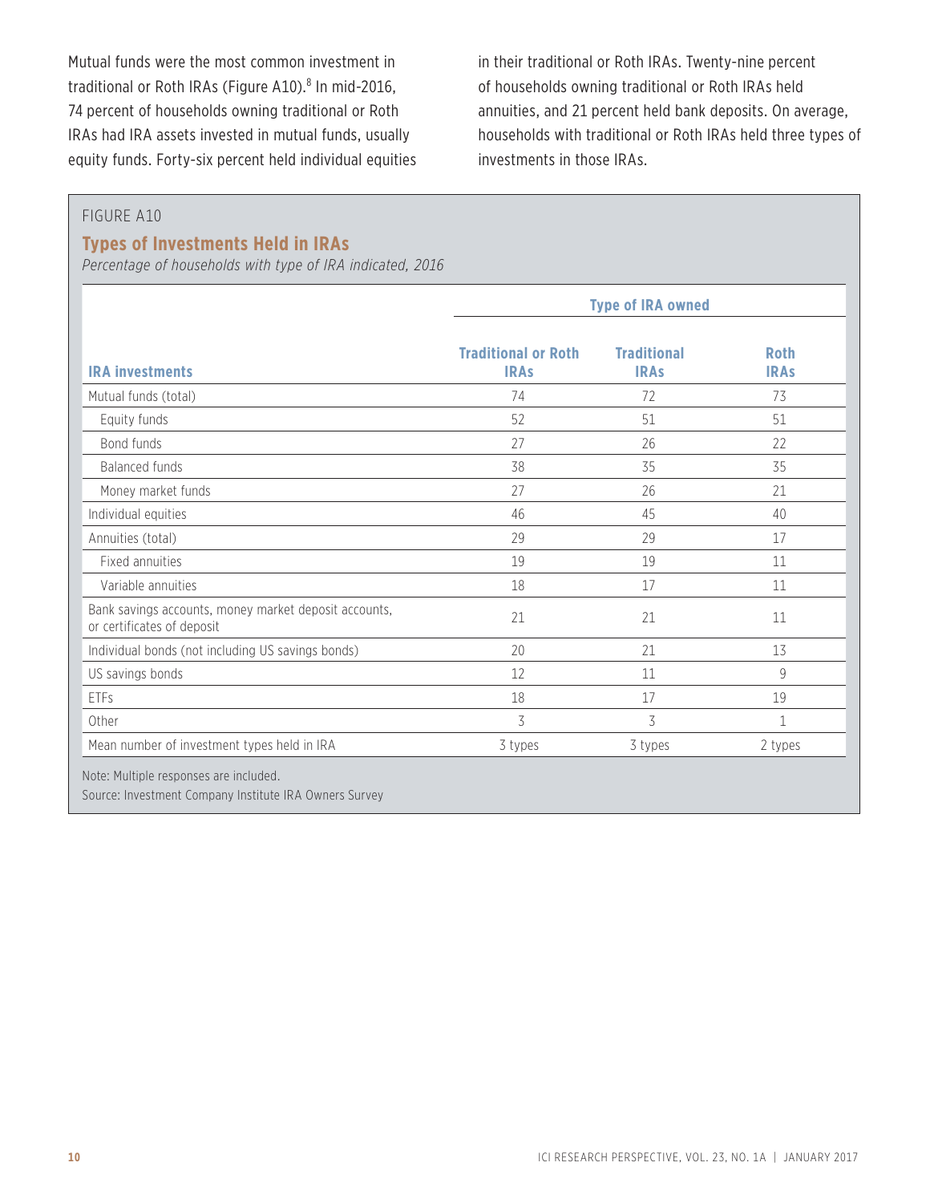Mutual funds were the most common investment in traditional or Roth IRAs (Figure A10).[8] In mid-2016, 74 percent of households owning traditional or Roth IRAs had IRA assets invested in mutual funds, usually equity funds. Forty-six percent held individual equities in their traditional or Roth IRAs. Twenty-nine percent of households owning traditional or Roth IRAs held annuities, and 21 percent held bank deposits. On average, households with traditional or Roth IRAs held three types of investments in those IRAs.

FIGURE A10

### Types of Investments Held in IRAs

*Percentage of households with type of IRA indicated, 2016*

| | Type of IRA owned | | |
|---|---|---|---|
| **IRA investments** | **Traditional or Roth IRAs** | **Traditional IRAs** | **Roth IRAs** |
| Mutual funds (total) | 74 | 72 | 73 |
| Equity funds | 52 | 51 | 51 |
| Bond funds | 27 | 26 | 22 |
| Balanced funds | 38 | 35 | 35 |
| Money market funds | 27 | 26 | 21 |
| Individual equities | 46 | 45 | 40 |
| Annuities (total) | 29 | 29 | 17 |
| Fixed annuities | 19 | 19 | 11 |
| Variable annuities | 18 | 17 | 11 |
| Bank savings accounts, money market deposit accounts, or certificates of deposit | 21 | 21 | 11 |
| Individual bonds (not including US savings bonds) | 20 | 21 | 13 |
| US savings bonds | 12 | 11 | 9 |
| ETFs | 18 | 17 | 19 |
| Other | 3 | 3 | 1 |
| Mean number of investment types held in IRA | 3 types | 3 types | 2 types |

Note: Multiple responses are included.

Source: Investment Company Institute IRA Owners Survey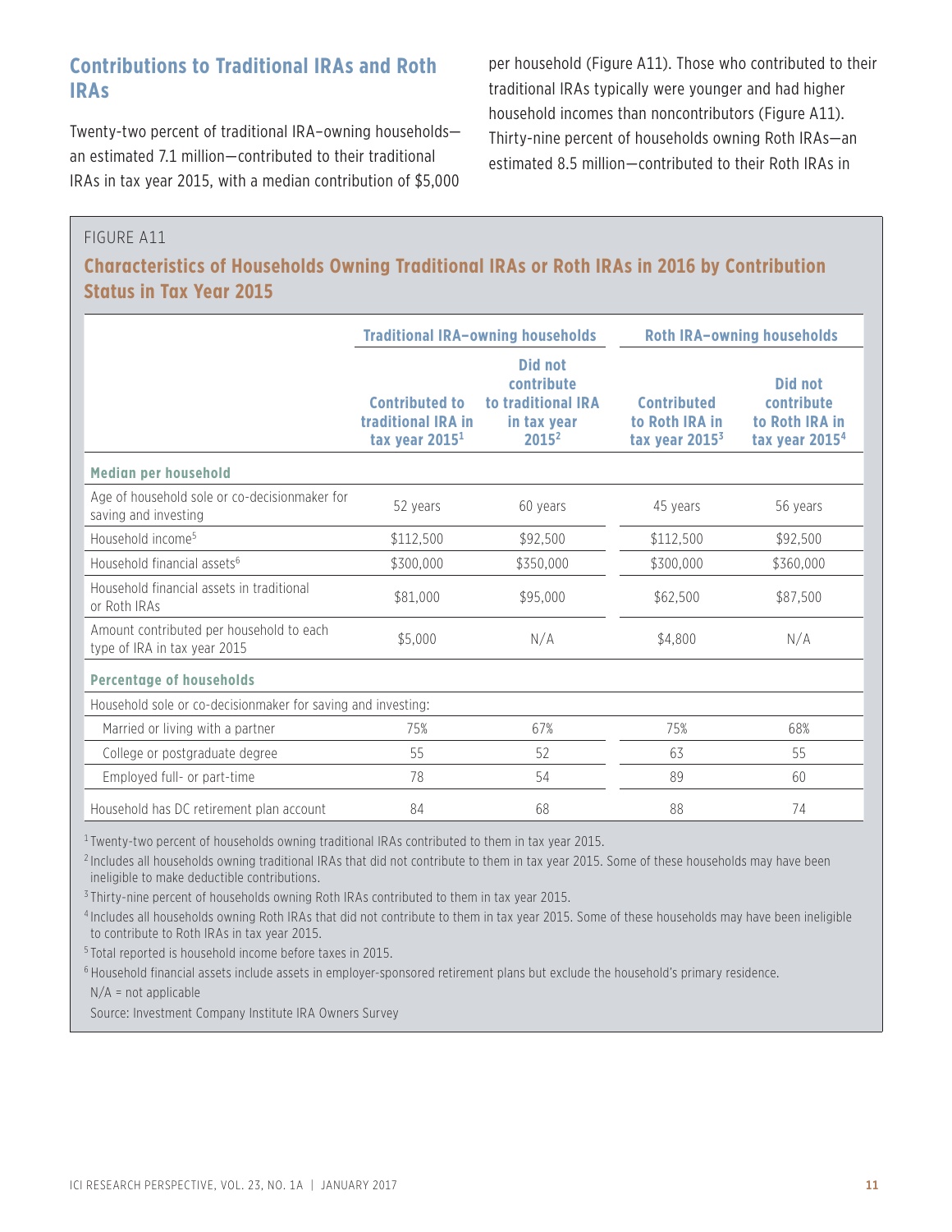## Contributions to Traditional IRAs and Roth IRAs

Twenty-two percent of traditional IRA–owning households—an estimated 7.1 million—contributed to their traditional IRAs in tax year 2015, with a median contribution of $5,000 per household (Figure A11). Those who contributed to their traditional IRAs typically were younger and had higher household incomes than noncontributors (Figure A11). Thirty-nine percent of households owning Roth IRAs—an estimated 8.5 million—contributed to their Roth IRAs in

FIGURE A11

### Characteristics of Households Owning Traditional IRAs or Roth IRAs in 2016 by Contribution Status in Tax Year 2015

| | Traditional IRA–owning households | | Roth IRA–owning households | |
|---|---|---|---|---|
| | Contributed to traditional IRA in tax year 2015[1] | Did not contribute to traditional IRA in tax year 2015[2] | Contributed to Roth IRA in tax year 2015[3] | Did not contribute to Roth IRA in tax year 2015[4] |
| **Median per household** | | | | |
| Age of household sole or co-decisionmaker for saving and investing | 52 years | 60 years | 45 years | 56 years |
| Household income[5] | $112,500 | $92,500 | $112,500 | $92,500 |
| Household financial assets[6] | $300,000 | $350,000 | $300,000 | $360,000 |
| Household financial assets in traditional or Roth IRAs | $81,000 | $95,000 | $62,500 | $87,500 |
| Amount contributed per household to each type of IRA in tax year 2015 | $5,000 | N/A | $4,800 | N/A |
| **Percentage of households** | | | | |
| Household sole or co-decisionmaker for saving and investing: | | | | |
| Married or living with a partner | 75% | 67% | 75% | 68% |
| College or postgraduate degree | 55 | 52 | 63 | 55 |
| Employed full- or part-time | 78 | 54 | 89 | 60 |
| Household has DC retirement plan account | 84 | 68 | 88 | 74 |

[1] Twenty-two percent of households owning traditional IRAs contributed to them in tax year 2015.

[2] Includes all households owning traditional IRAs that did not contribute to them in tax year 2015. Some of these households may have been ineligible to make deductible contributions.

[3] Thirty-nine percent of households owning Roth IRAs contributed to them in tax year 2015.

[4] Includes all households owning Roth IRAs that did not contribute to them in tax year 2015. Some of these households may have been ineligible to contribute to Roth IRAs in tax year 2015.

[5] Total reported is household income before taxes in 2015.

[6] Household financial assets include assets in employer-sponsored retirement plans but exclude the household's primary residence.

N/A = not applicable

Source: Investment Company Institute IRA Owners Survey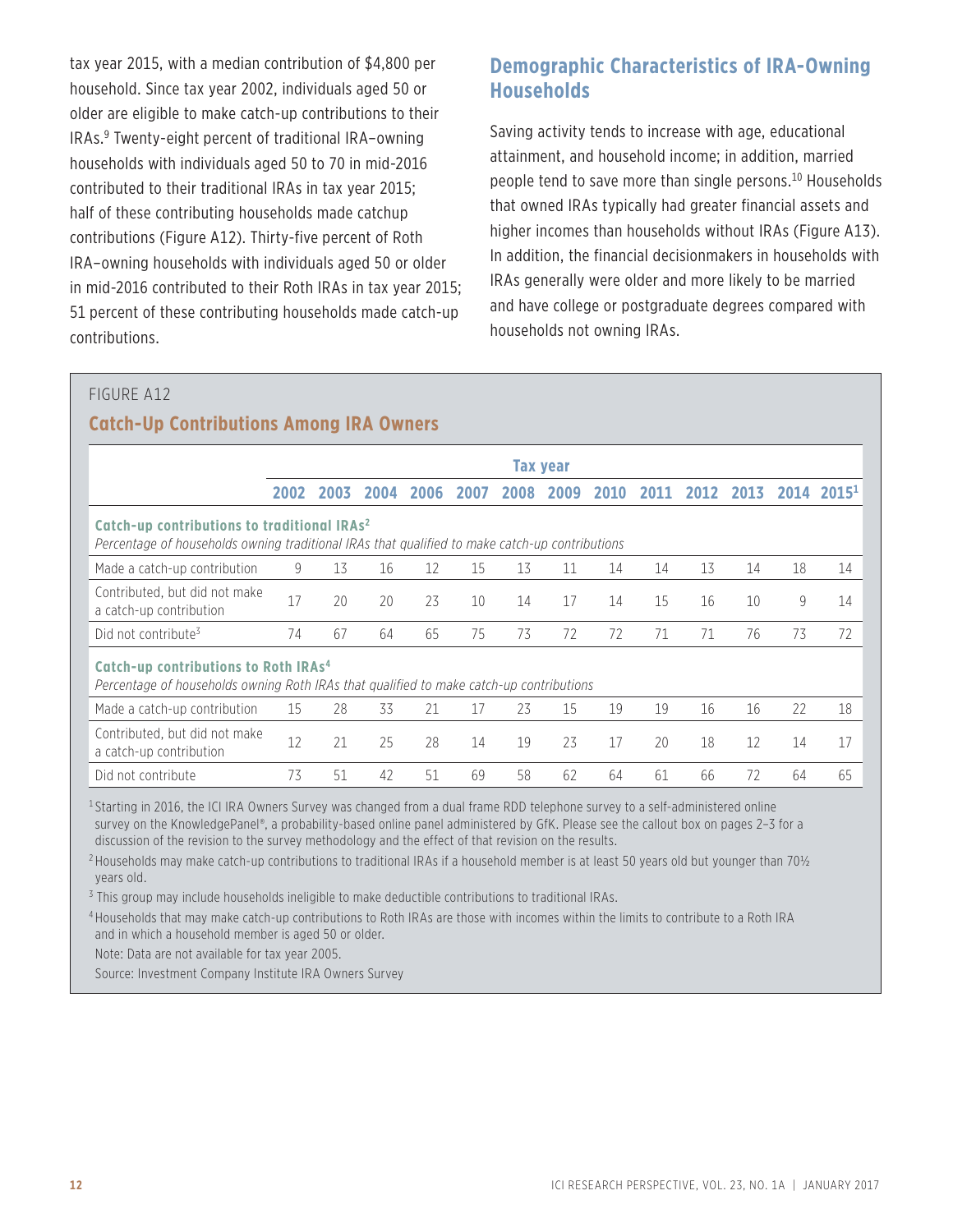tax year 2015, with a median contribution of $4,800 per household. Since tax year 2002, individuals aged 50 or older are eligible to make catch-up contributions to their IRAs.[9] Twenty-eight percent of traditional IRA–owning households with individuals aged 50 to 70 in mid-2016 contributed to their traditional IRAs in tax year 2015; half of these contributing households made catchup contributions (Figure A12). Thirty-five percent of Roth IRA–owning households with individuals aged 50 or older in mid-2016 contributed to their Roth IRAs in tax year 2015; 51 percent of these contributing households made catch-up contributions.

## Demographic Characteristics of IRA-Owning Households

Saving activity tends to increase with age, educational attainment, and household income; in addition, married people tend to save more than single persons.[10] Households that owned IRAs typically had greater financial assets and higher incomes than households without IRAs (Figure A13). In addition, the financial decisionmakers in households with IRAs generally were older and more likely to be married and have college or postgraduate degrees compared with households not owning IRAs.

FIGURE A12

### Catch-Up Contributions Among IRA Owners

| | Tax year | | | | | | | | | | | | |
|---|---|---|---|---|---|---|---|---|---|---|---|---|---|
| | 2002 | 2003 | 2004 | 2006 | 2007 | 2008 | 2009 | 2010 | 2011 | 2012 | 2013 | 2014 | 2015[1] |
| **Catch-up contributions to traditional IRAs[2]** *Percentage of households owning traditional IRAs that qualified to make catch-up contributions* | | | | | | | | | | | | | |
| Made a catch-up contribution | 9 | 13 | 16 | 12 | 15 | 13 | 11 | 14 | 14 | 13 | 14 | 18 | 14 |
| Contributed, but did not make a catch-up contribution | 17 | 20 | 20 | 23 | 10 | 14 | 17 | 14 | 15 | 16 | 10 | 9 | 14 |
| Did not contribute[3] | 74 | 67 | 64 | 65 | 75 | 73 | 72 | 72 | 71 | 71 | 76 | 73 | 72 |
| **Catch-up contributions to Roth IRAs[4]** *Percentage of households owning Roth IRAs that qualified to make catch-up contributions* | | | | | | | | | | | | | |
| Made a catch-up contribution | 15 | 28 | 33 | 21 | 17 | 23 | 15 | 19 | 19 | 16 | 16 | 22 | 18 |
| Contributed, but did not make a catch-up contribution | 12 | 21 | 25 | 28 | 14 | 19 | 23 | 17 | 20 | 18 | 12 | 14 | 17 |
| Did not contribute | 73 | 51 | 42 | 51 | 69 | 58 | 62 | 64 | 61 | 66 | 72 | 64 | 65 |

[1] Starting in 2016, the ICI IRA Owners Survey was changed from a dual frame RDD telephone survey to a self-administered online survey on the KnowledgePanel®, a probability-based online panel administered by GfK. Please see the callout box on pages 2–3 for a discussion of the revision to the survey methodology and the effect of that revision on the results.

[2] Households may make catch-up contributions to traditional IRAs if a household member is at least 50 years old but younger than 70½ years old.

[3] This group may include households ineligible to make deductible contributions to traditional IRAs.

[4] Households that may make catch-up contributions to Roth IRAs are those with incomes within the limits to contribute to a Roth IRA and in which a household member is aged 50 or older.

Note: Data are not available for tax year 2005.

Source: Investment Company Institute IRA Owners Survey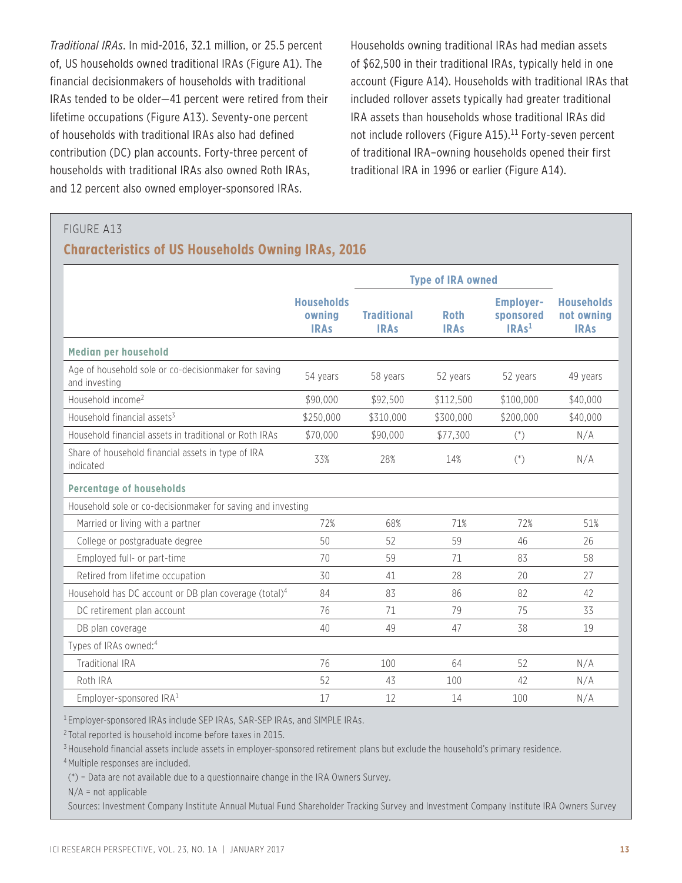*Traditional IRAs.* In mid-2016, 32.1 million, or 25.5 percent of, US households owned traditional IRAs (Figure A1). The financial decisionmakers of households with traditional IRAs tended to be older—41 percent were retired from their lifetime occupations (Figure A13). Seventy-one percent of households with traditional IRAs also had defined contribution (DC) plan accounts. Forty-three percent of households with traditional IRAs also owned Roth IRAs, and 12 percent also owned employer-sponsored IRAs.

Households owning traditional IRAs had median assets of $62,500 in their traditional IRAs, typically held in one account (Figure A14). Households with traditional IRAs that included rollover assets typically had greater traditional IRA assets than households whose traditional IRAs did not include rollovers (Figure A15).[11] Forty-seven percent of traditional IRA–owning households opened their first traditional IRA in 1996 or earlier (Figure A14).

FIGURE A13

## Characteristics of US Households Owning IRAs, 2016

| | Households owning IRAs | Type of IRA owned: Traditional IRAs | Type of IRA owned: Roth IRAs | Type of IRA owned: Employer-sponsored IRAs[1] | Households not owning IRAs |
|---|---|---|---|---|---|
| **Median per household** | | | | | |
| Age of household sole or co-decisionmaker for saving and investing | 54 years | 58 years | 52 years | 52 years | 49 years |
| Household income[2] | $90,000 | $92,500 | $112,500 | $100,000 | $40,000 |
| Household financial assets[3] | $250,000 | $310,000 | $300,000 | $200,000 | $40,000 |
| Household financial assets in traditional or Roth IRAs | $70,000 | $90,000 | $77,300 | (*) | N/A |
| Share of household financial assets in type of IRA indicated | 33% | 28% | 14% | (*) | N/A |
| **Percentage of households** | | | | | |
| Household sole or co-decisionmaker for saving and investing | | | | | |
| Married or living with a partner | 72% | 68% | 71% | 72% | 51% |
| College or postgraduate degree | 50 | 52 | 59 | 46 | 26 |
| Employed full- or part-time | 70 | 59 | 71 | 83 | 58 |
| Retired from lifetime occupation | 30 | 41 | 28 | 20 | 27 |
| Household has DC account or DB plan coverage (total)[4] | 84 | 83 | 86 | 82 | 42 |
| DC retirement plan account | 76 | 71 | 79 | 75 | 33 |
| DB plan coverage | 40 | 49 | 47 | 38 | 19 |
| Types of IRAs owned:[4] | | | | | |
| Traditional IRA | 76 | 100 | 64 | 52 | N/A |
| Roth IRA | 52 | 43 | 100 | 42 | N/A |
| Employer-sponsored IRA[1] | 17 | 12 | 14 | 100 | N/A |

[1] Employer-sponsored IRAs include SEP IRAs, SAR-SEP IRAs, and SIMPLE IRAs.

[2] Total reported is household income before taxes in 2015.

[3] Household financial assets include assets in employer-sponsored retirement plans but exclude the household's primary residence.

[4] Multiple responses are included.

(*) = Data are not available due to a questionnaire change in the IRA Owners Survey.

N/A = not applicable

Sources: Investment Company Institute Annual Mutual Fund Shareholder Tracking Survey and Investment Company Institute IRA Owners Survey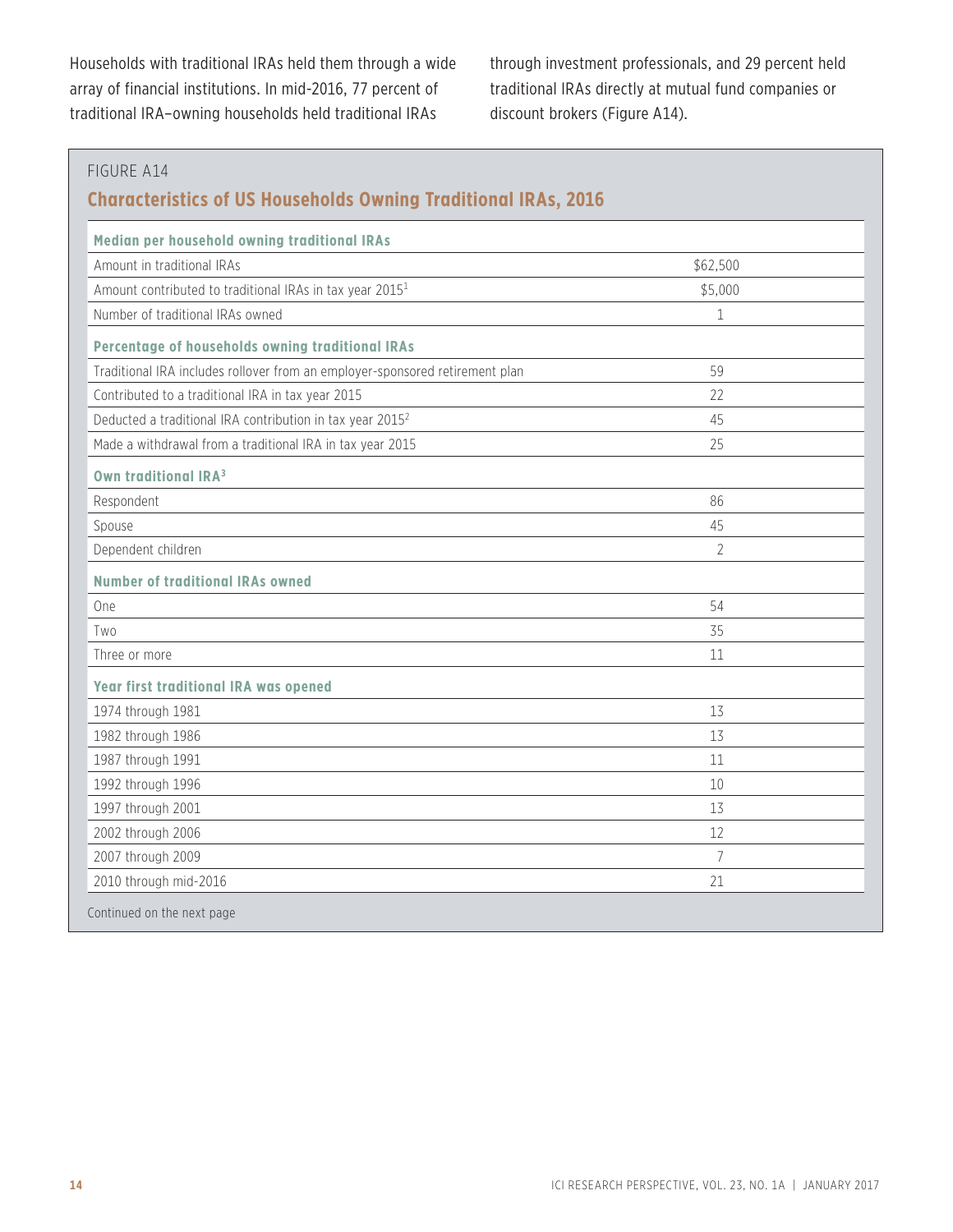Households with traditional IRAs held them through a wide array of financial institutions. In mid-2016, 77 percent of traditional IRA–owning households held traditional IRAs through investment professionals, and 29 percent held traditional IRAs directly at mutual fund companies or discount brokers (Figure A14).

FIGURE A14

## Characteristics of US Households Owning Traditional IRAs, 2016

| | |
|---|---|
| **Median per household owning traditional IRAs** | |
| Amount in traditional IRAs | $62,500 |
| Amount contributed to traditional IRAs in tax year 2015[1] | $5,000 |
| Number of traditional IRAs owned | 1 |
| **Percentage of households owning traditional IRAs** | |
| Traditional IRA includes rollover from an employer-sponsored retirement plan | 59 |
| Contributed to a traditional IRA in tax year 2015 | 22 |
| Deducted a traditional IRA contribution in tax year 2015[2] | 45 |
| Made a withdrawal from a traditional IRA in tax year 2015 | 25 |
| **Own traditional IRA[3]** | |
| Respondent | 86 |
| Spouse | 45 |
| Dependent children | 2 |
| **Number of traditional IRAs owned** | |
| One | 54 |
| Two | 35 |
| Three or more | 11 |
| **Year first traditional IRA was opened** | |
| 1974 through 1981 | 13 |
| 1982 through 1986 | 13 |
| 1987 through 1991 | 11 |
| 1992 through 1996 | 10 |
| 1997 through 2001 | 13 |
| 2002 through 2006 | 12 |
| 2007 through 2009 | 7 |
| 2010 through mid-2016 | 21 |

Continued on the next page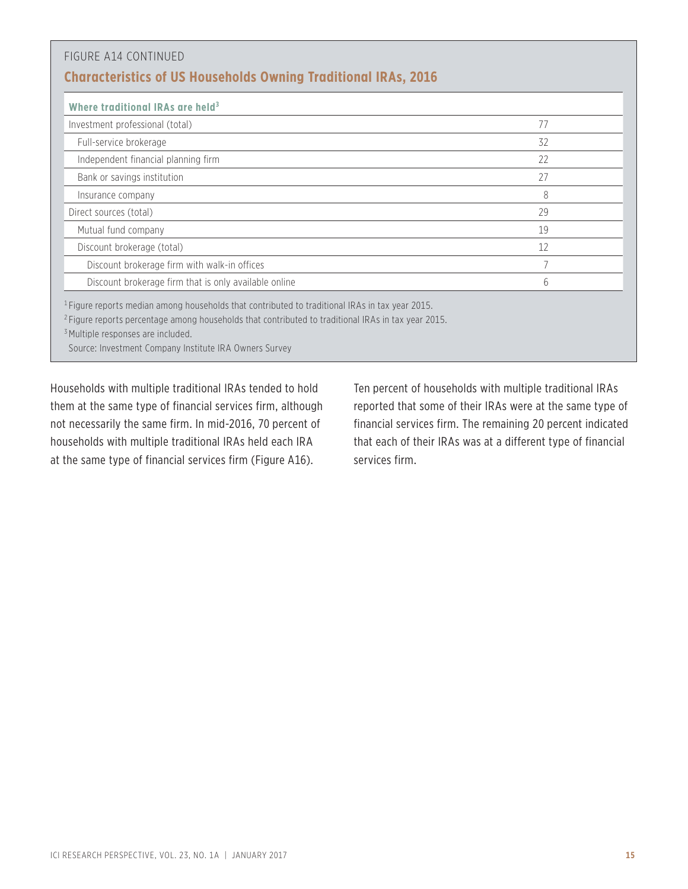FIGURE A14 CONTINUED

## Characteristics of US Households Owning Traditional IRAs, 2016

| Where traditional IRAs are held[3] | |
|---|---|
| Investment professional (total) | 77 |
| Full-service brokerage | 32 |
| Independent financial planning firm | 22 |
| Bank or savings institution | 27 |
| Insurance company | 8 |
| Direct sources (total) | 29 |
| Mutual fund company | 19 |
| Discount brokerage (total) | 12 |
| Discount brokerage firm with walk-in offices | 7 |
| Discount brokerage firm that is only available online | 6 |

[1] Figure reports median among households that contributed to traditional IRAs in tax year 2015.
[2] Figure reports percentage among households that contributed to traditional IRAs in tax year 2015.
[3] Multiple responses are included.
Source: Investment Company Institute IRA Owners Survey

Households with multiple traditional IRAs tended to hold them at the same type of financial services firm, although not necessarily the same firm. In mid-2016, 70 percent of households with multiple traditional IRAs held each IRA at the same type of financial services firm (Figure A16). Ten percent of households with multiple traditional IRAs reported that some of their IRAs were at the same type of financial services firm. The remaining 20 percent indicated that each of their IRAs was at a different type of financial services firm.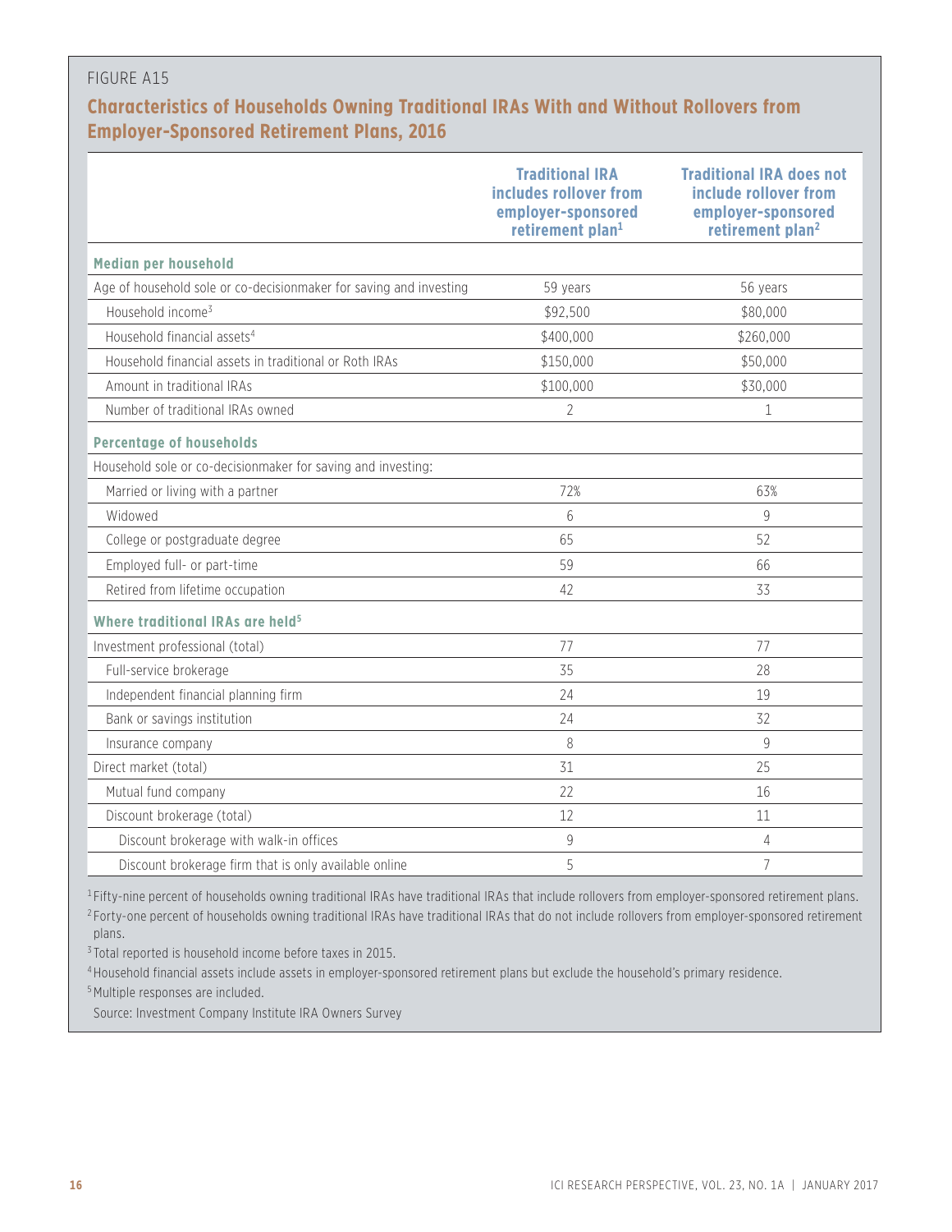FIGURE A15

## Characteristics of Households Owning Traditional IRAs With and Without Rollovers from Employer-Sponsored Retirement Plans, 2016

| | Traditional IRA includes rollover from employer-sponsored retirement plan[1] | Traditional IRA does not include rollover from employer-sponsored retirement plan[2] |
|---|---|---|
| **Median per household** | | |
| Age of household sole or co-decisionmaker for saving and investing | 59 years | 56 years |
| Household income[3] | $92,500 | $80,000 |
| Household financial assets[4] | $400,000 | $260,000 |
| Household financial assets in traditional or Roth IRAs | $150,000 | $50,000 |
| Amount in traditional IRAs | $100,000 | $30,000 |
| Number of traditional IRAs owned | 2 | 1 |
| **Percentage of households** | | |
| Household sole or co-decisionmaker for saving and investing: | | |
| Married or living with a partner | 72% | 63% |
| Widowed | 6 | 9 |
| College or postgraduate degree | 65 | 52 |
| Employed full- or part-time | 59 | 66 |
| Retired from lifetime occupation | 42 | 33 |
| **Where traditional IRAs are held[5]** | | |
| Investment professional (total) | 77 | 77 |
| Full-service brokerage | 35 | 28 |
| Independent financial planning firm | 24 | 19 |
| Bank or savings institution | 24 | 32 |
| Insurance company | 8 | 9 |
| Direct market (total) | 31 | 25 |
| Mutual fund company | 22 | 16 |
| Discount brokerage (total) | 12 | 11 |
| Discount brokerage with walk-in offices | 9 | 4 |
| Discount brokerage firm that is only available online | 5 | 7 |

[1] Fifty-nine percent of households owning traditional IRAs have traditional IRAs that include rollovers from employer-sponsored retirement plans.

[2] Forty-one percent of households owning traditional IRAs have traditional IRAs that do not include rollovers from employer-sponsored retirement plans.

[3] Total reported is household income before taxes in 2015.

[4] Household financial assets include assets in employer-sponsored retirement plans but exclude the household's primary residence.

[5] Multiple responses are included.

Source: Investment Company Institute IRA Owners Survey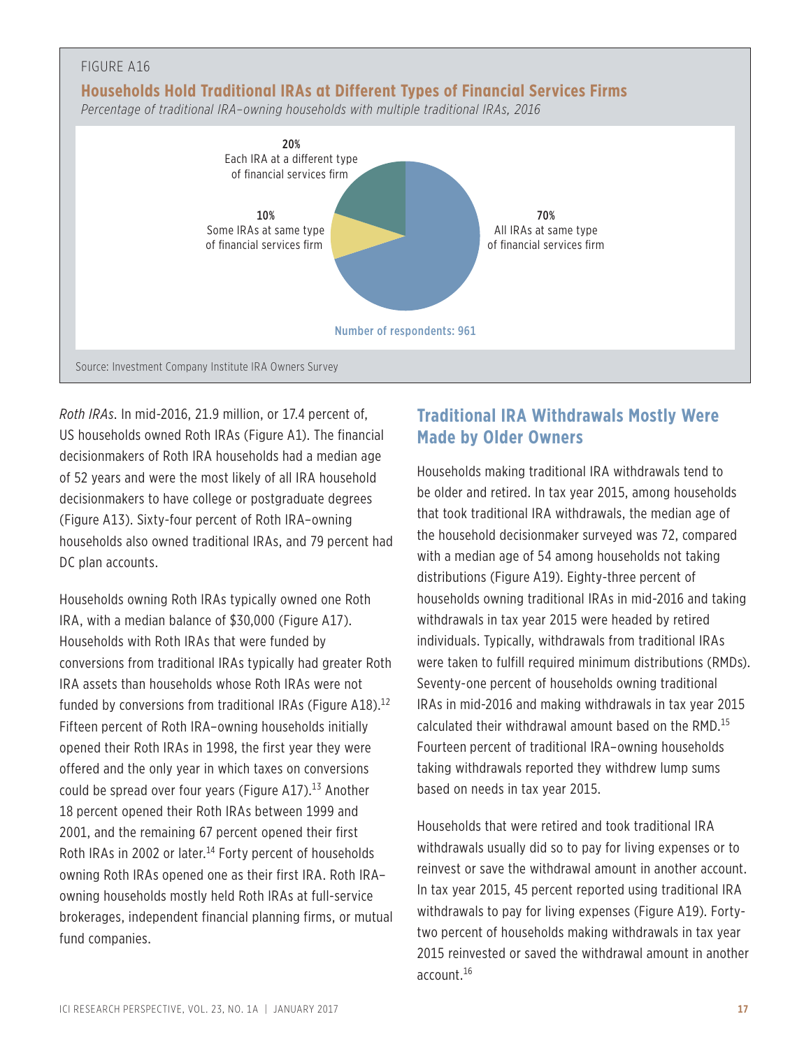FIGURE A16

**Households Hold Traditional IRAs at Different Types of Financial Services Firms**

*Percentage of traditional IRA–owning households with multiple traditional IRAs, 2016*

| Category | Percent |
|---|---|
| All IRAs at same type of financial services firm | 70% |
| Some IRAs at same type of financial services firm | 10% |
| Each IRA at a different type of financial services firm | 20% |

Number of respondents: 961

Source: Investment Company Institute IRA Owners Survey

*Roth IRAs*. In mid-2016, 21.9 million, or 17.4 percent of, US households owned Roth IRAs (Figure A1). The financial decisionmakers of Roth IRA households had a median age of 52 years and were the most likely of all IRA household decisionmakers to have college or postgraduate degrees (Figure A13). Sixty-four percent of Roth IRA–owning households also owned traditional IRAs, and 79 percent had DC plan accounts.

Households owning Roth IRAs typically owned one Roth IRA, with a median balance of $30,000 (Figure A17). Households with Roth IRAs that were funded by conversions from traditional IRAs typically had greater Roth IRA assets than households whose Roth IRAs were not funded by conversions from traditional IRAs (Figure A18).[12] Fifteen percent of Roth IRA–owning households initially opened their Roth IRAs in 1998, the first year they were offered and the only year in which taxes on conversions could be spread over four years (Figure A17).[13] Another 18 percent opened their Roth IRAs between 1999 and 2001, and the remaining 67 percent opened their first Roth IRAs in 2002 or later.[14] Forty percent of households owning Roth IRAs opened one as their first IRA. Roth IRA–owning households mostly held Roth IRAs at full-service brokerages, independent financial planning firms, or mutual fund companies.

## Traditional IRA Withdrawals Mostly Were Made by Older Owners

Households making traditional IRA withdrawals tend to be older and retired. In tax year 2015, among households that took traditional IRA withdrawals, the median age of the household decisionmaker surveyed was 72, compared with a median age of 54 among households not taking distributions (Figure A19). Eighty-three percent of households owning traditional IRAs in mid-2016 and taking withdrawals in tax year 2015 were headed by retired individuals. Typically, withdrawals from traditional IRAs were taken to fulfill required minimum distributions (RMDs). Seventy-one percent of households owning traditional IRAs in mid-2016 and making withdrawals in tax year 2015 calculated their withdrawal amount based on the RMD.[15] Fourteen percent of traditional IRA–owning households taking withdrawals reported they withdrew lump sums based on needs in tax year 2015.

Households that were retired and took traditional IRA withdrawals usually did so to pay for living expenses or to reinvest or save the withdrawal amount in another account. In tax year 2015, 45 percent reported using traditional IRA withdrawals to pay for living expenses (Figure A19). Forty-two percent of households making withdrawals in tax year 2015 reinvested or saved the withdrawal amount in another account.[16]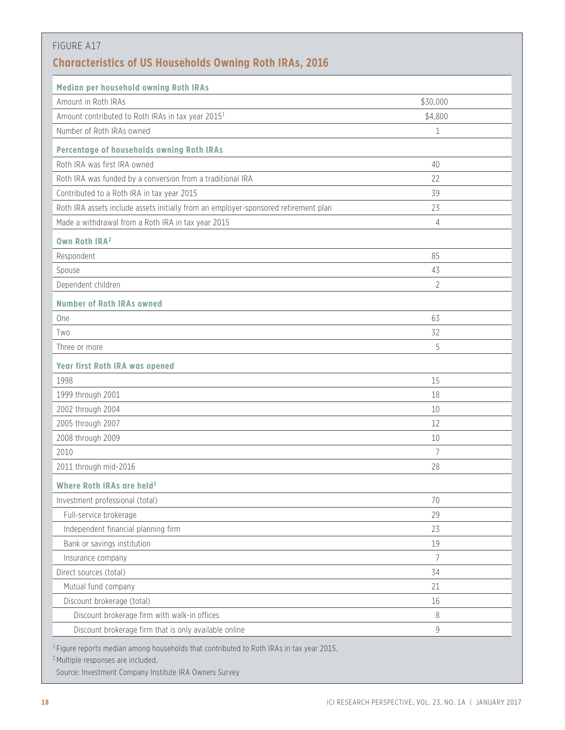FIGURE A17

## Characteristics of US Households Owning Roth IRAs, 2016

| **Median per household owning Roth IRAs** | |
|---|---|
| Amount in Roth IRAs | $30,000 |
| Amount contributed to Roth IRAs in tax year 2015[1] | $4,800 |
| Number of Roth IRAs owned | 1 |
| **Percentage of households owning Roth IRAs** | |
| Roth IRA was first IRA owned | 40 |
| Roth IRA was funded by a conversion from a traditional IRA | 22 |
| Contributed to a Roth IRA in tax year 2015 | 39 |
| Roth IRA assets include assets initially from an employer-sponsored retirement plan | 23 |
| Made a withdrawal from a Roth IRA in tax year 2015 | 4 |
| **Own Roth IRA[2]** | |
| Respondent | 85 |
| Spouse | 43 |
| Dependent children | 2 |
| **Number of Roth IRAs owned** | |
| One | 63 |
| Two | 32 |
| Three or more | 5 |
| **Year first Roth IRA was opened** | |
| 1998 | 15 |
| 1999 through 2001 | 18 |
| 2002 through 2004 | 10 |
| 2005 through 2007 | 12 |
| 2008 through 2009 | 10 |
| 2010 | 7 |
| 2011 through mid-2016 | 28 |
| **Where Roth IRAs are held[2]** | |
| Investment professional (total) | 70 |
| Full-service brokerage | 29 |
| Independent financial planning firm | 23 |
| Bank or savings institution | 19 |
| Insurance company | 7 |
| Direct sources (total) | 34 |
| Mutual fund company | 21 |
| Discount brokerage (total) | 16 |
| Discount brokerage firm with walk-in offices | 8 |
| Discount brokerage firm that is only available online | 9 |

[1] Figure reports median among households that contributed to Roth IRAs in tax year 2015.

[2] Multiple responses are included.

Source: Investment Company Institute IRA Owners Survey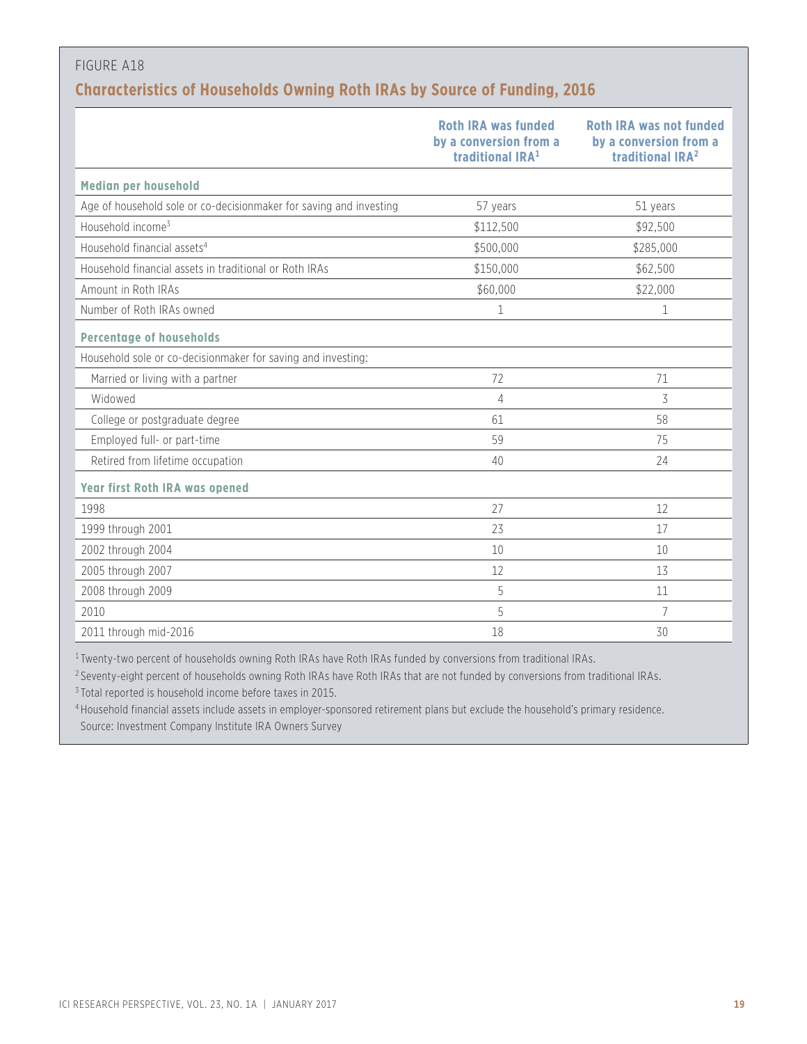FIGURE A18

## Characteristics of Households Owning Roth IRAs by Source of Funding, 2016

| | Roth IRA was funded by a conversion from a traditional IRA[1] | Roth IRA was not funded by a conversion from a traditional IRA[2] |
|---|---|---|
| **Median per household** | | |
| Age of household sole or co-decisionmaker for saving and investing | 57 years | 51 years |
| Household income[3] | $112,500 | $92,500 |
| Household financial assets[4] | $500,000 | $285,000 |
| Household financial assets in traditional or Roth IRAs | $150,000 | $62,500 |
| Amount in Roth IRAs | $60,000 | $22,000 |
| Number of Roth IRAs owned | 1 | 1 |
| **Percentage of households** | | |
| Household sole or co-decisionmaker for saving and investing: | | |
| Married or living with a partner | 72 | 71 |
| Widowed | 4 | 3 |
| College or postgraduate degree | 61 | 58 |
| Employed full- or part-time | 59 | 75 |
| Retired from lifetime occupation | 40 | 24 |
| **Year first Roth IRA was opened** | | |
| 1998 | 27 | 12 |
| 1999 through 2001 | 23 | 17 |
| 2002 through 2004 | 10 | 10 |
| 2005 through 2007 | 12 | 13 |
| 2008 through 2009 | 5 | 11 |
| 2010 | 5 | 7 |
| 2011 through mid-2016 | 18 | 30 |

[1] Twenty-two percent of households owning Roth IRAs have Roth IRAs funded by conversions from traditional IRAs.

[2] Seventy-eight percent of households owning Roth IRAs have Roth IRAs that are not funded by conversions from traditional IRAs.

[3] Total reported is household income before taxes in 2015.

[4] Household financial assets include assets in employer-sponsored retirement plans but exclude the household's primary residence.

Source: Investment Company Institute IRA Owners Survey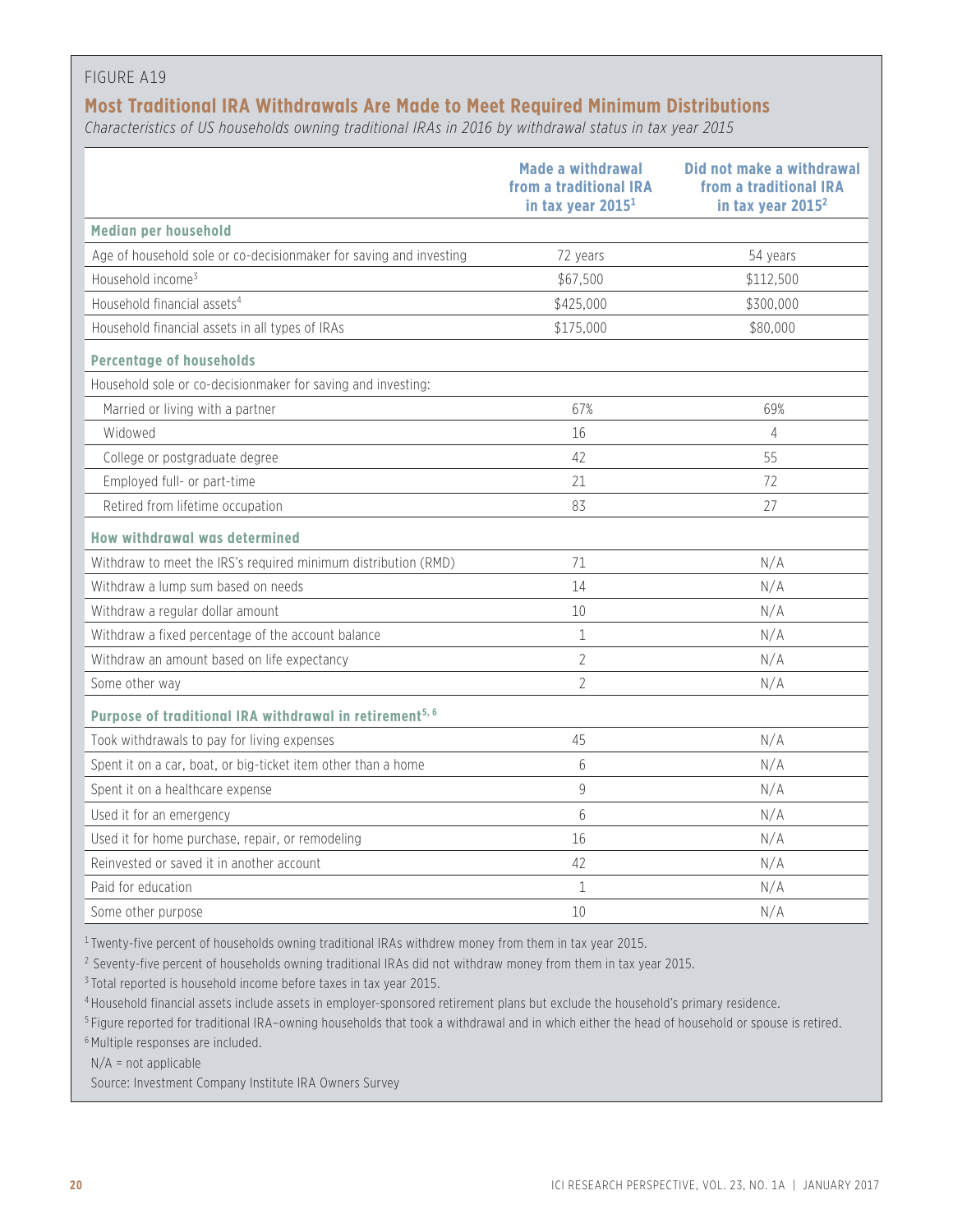FIGURE A19

## Most Traditional IRA Withdrawals Are Made to Meet Required Minimum Distributions

*Characteristics of US households owning traditional IRAs in 2016 by withdrawal status in tax year 2015*

| | Made a withdrawal from a traditional IRA in tax year 2015[1] | Did not make a withdrawal from a traditional IRA in tax year 2015[2] |
|---|---|---|
| **Median per household** | | |
| Age of household sole or co-decisionmaker for saving and investing | 72 years | 54 years |
| Household income[3] | $67,500 | $112,500 |
| Household financial assets[4] | $425,000 | $300,000 |
| Household financial assets in all types of IRAs | $175,000 | $80,000 |
| **Percentage of households** | | |
| Household sole or co-decisionmaker for saving and investing: | | |
| Married or living with a partner | 67% | 69% |
| Widowed | 16 | 4 |
| College or postgraduate degree | 42 | 55 |
| Employed full- or part-time | 21 | 72 |
| Retired from lifetime occupation | 83 | 27 |
| **How withdrawal was determined** | | |
| Withdraw to meet the IRS's required minimum distribution (RMD) | 71 | N/A |
| Withdraw a lump sum based on needs | 14 | N/A |
| Withdraw a regular dollar amount | 10 | N/A |
| Withdraw a fixed percentage of the account balance | 1 | N/A |
| Withdraw an amount based on life expectancy | 2 | N/A |
| Some other way | 2 | N/A |
| **Purpose of traditional IRA withdrawal in retirement[5, 6]** | | |
| Took withdrawals to pay for living expenses | 45 | N/A |
| Spent it on a car, boat, or big-ticket item other than a home | 6 | N/A |
| Spent it on a healthcare expense | 9 | N/A |
| Used it for an emergency | 6 | N/A |
| Used it for home purchase, repair, or remodeling | 16 | N/A |
| Reinvested or saved it in another account | 42 | N/A |
| Paid for education | 1 | N/A |
| Some other purpose | 10 | N/A |

[1] Twenty-five percent of households owning traditional IRAs withdrew money from them in tax year 2015.

[2] Seventy-five percent of households owning traditional IRAs did not withdraw money from them in tax year 2015.

[3] Total reported is household income before taxes in tax year 2015.

[4] Household financial assets include assets in employer-sponsored retirement plans but exclude the household's primary residence.

[5] Figure reported for traditional IRA–owning households that took a withdrawal and in which either the head of household or spouse is retired.

[6] Multiple responses are included.

N/A = not applicable

Source: Investment Company Institute IRA Owners Survey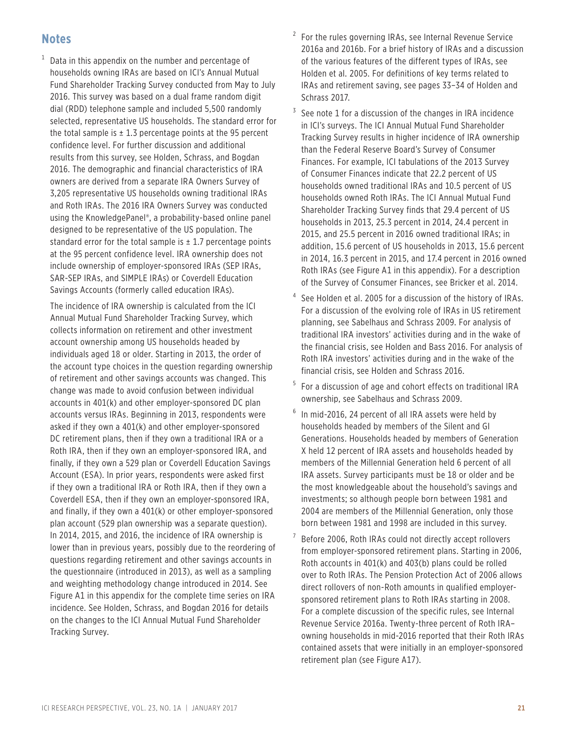## Notes

[1] Data in this appendix on the number and percentage of households owning IRAs are based on ICI's Annual Mutual Fund Shareholder Tracking Survey conducted from May to July 2016. This survey was based on a dual frame random digit dial (RDD) telephone sample and included 5,500 randomly selected, representative US households. The standard error for the total sample is ± 1.3 percentage points at the 95 percent confidence level. For further discussion and additional results from this survey, see Holden, Schrass, and Bogdan 2016. The demographic and financial characteristics of IRA owners are derived from a separate IRA Owners Survey of 3,205 representative US households owning traditional IRAs and Roth IRAs. The 2016 IRA Owners Survey was conducted using the KnowledgePanel®, a probability-based online panel designed to be representative of the US population. The standard error for the total sample is ± 1.7 percentage points at the 95 percent confidence level. IRA ownership does not include ownership of employer-sponsored IRAs (SEP IRAs, SAR-SEP IRAs, and SIMPLE IRAs) or Coverdell Education Savings Accounts (formerly called education IRAs).

The incidence of IRA ownership is calculated from the ICI Annual Mutual Fund Shareholder Tracking Survey, which collects information on retirement and other investment account ownership among US households headed by individuals aged 18 or older. Starting in 2013, the order of the account type choices in the question regarding ownership of retirement and other savings accounts was changed. This change was made to avoid confusion between individual accounts in 401(k) and other employer-sponsored DC plan accounts versus IRAs. Beginning in 2013, respondents were asked if they own a 401(k) and other employer-sponsored DC retirement plans, then if they own a traditional IRA or a Roth IRA, then if they own an employer-sponsored IRA, and finally, if they own a 529 plan or Coverdell Education Savings Account (ESA). In prior years, respondents were asked first if they own a traditional IRA or Roth IRA, then if they own a Coverdell ESA, then if they own an employer-sponsored IRA, and finally, if they own a 401(k) or other employer-sponsored plan account (529 plan ownership was a separate question). In 2014, 2015, and 2016, the incidence of IRA ownership is lower than in previous years, possibly due to the reordering of questions regarding retirement and other savings accounts in the questionnaire (introduced in 2013), as well as a sampling and weighting methodology change introduced in 2014. See Figure A1 in this appendix for the complete time series on IRA incidence. See Holden, Schrass, and Bogdan 2016 for details on the changes to the ICI Annual Mutual Fund Shareholder Tracking Survey.

[2] For the rules governing IRAs, see Internal Revenue Service 2016a and 2016b. For a brief history of IRAs and a discussion of the various features of the different types of IRAs, see Holden et al. 2005. For definitions of key terms related to IRAs and retirement saving, see pages 33–34 of Holden and Schrass 2017.

[3] See note 1 for a discussion of the changes in IRA incidence in ICI's surveys. The ICI Annual Mutual Fund Shareholder Tracking Survey results in higher incidence of IRA ownership than the Federal Reserve Board's Survey of Consumer Finances. For example, ICI tabulations of the 2013 Survey of Consumer Finances indicate that 22.2 percent of US households owned traditional IRAs and 10.5 percent of US households owned Roth IRAs. The ICI Annual Mutual Fund Shareholder Tracking Survey finds that 29.4 percent of US households in 2013, 25.3 percent in 2014, 24.4 percent in 2015, and 25.5 percent in 2016 owned traditional IRAs; in addition, 15.6 percent of US households in 2013, 15.6 percent in 2014, 16.3 percent in 2015, and 17.4 percent in 2016 owned Roth IRAs (see Figure A1 in this appendix). For a description of the Survey of Consumer Finances, see Bricker et al. 2014.

[4] See Holden et al. 2005 for a discussion of the history of IRAs. For a discussion of the evolving role of IRAs in US retirement planning, see Sabelhaus and Schrass 2009. For analysis of traditional IRA investors' activities during and in the wake of the financial crisis, see Holden and Bass 2016. For analysis of Roth IRA investors' activities during and in the wake of the financial crisis, see Holden and Schrass 2016.

[5] For a discussion of age and cohort effects on traditional IRA ownership, see Sabelhaus and Schrass 2009.

[6] In mid-2016, 24 percent of all IRA assets were held by households headed by members of the Silent and GI Generations. Households headed by members of Generation X held 12 percent of IRA assets and households headed by members of the Millennial Generation held 6 percent of all IRA assets. Survey participants must be 18 or older and be the most knowledgeable about the household's savings and investments; so although people born between 1981 and 2004 are members of the Millennial Generation, only those born between 1981 and 1998 are included in this survey.

[7] Before 2006, Roth IRAs could not directly accept rollovers from employer-sponsored retirement plans. Starting in 2006, Roth accounts in 401(k) and 403(b) plans could be rolled over to Roth IRAs. The Pension Protection Act of 2006 allows direct rollovers of non-Roth amounts in qualified employer-sponsored retirement plans to Roth IRAs starting in 2008. For a complete discussion of the specific rules, see Internal Revenue Service 2016a. Twenty-three percent of Roth IRA–owning households in mid-2016 reported that their Roth IRAs contained assets that were initially in an employer-sponsored retirement plan (see Figure A17).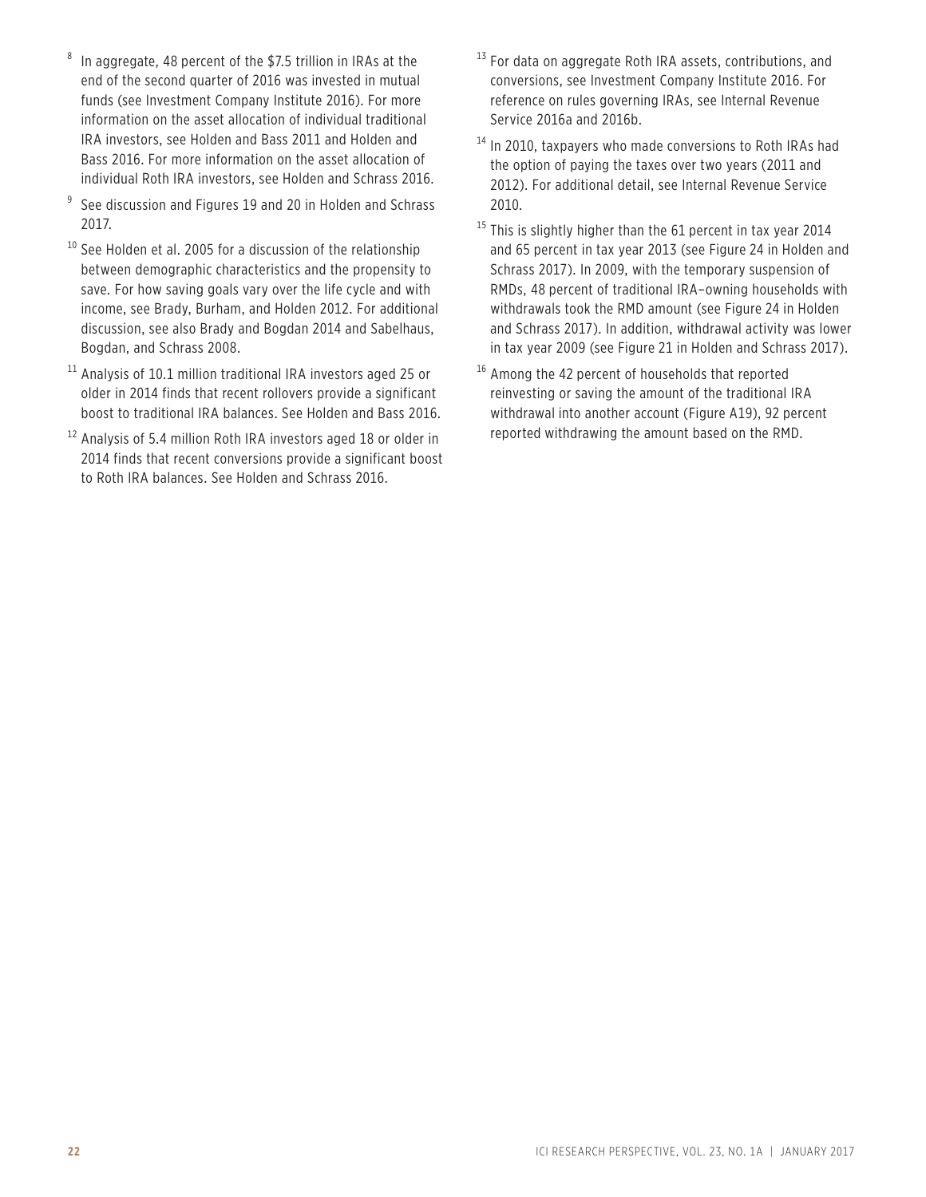[8] In aggregate, 48 percent of the $7.5 trillion in IRAs at the end of the second quarter of 2016 was invested in mutual funds (see Investment Company Institute 2016). For more information on the asset allocation of individual traditional IRA investors, see Holden and Bass 2011 and Holden and Bass 2016. For more information on the asset allocation of individual Roth IRA investors, see Holden and Schrass 2016.

[9] See discussion and Figures 19 and 20 in Holden and Schrass 2017.

[10] See Holden et al. 2005 for a discussion of the relationship between demographic characteristics and the propensity to save. For how saving goals vary over the life cycle and with income, see Brady, Burham, and Holden 2012. For additional discussion, see also Brady and Bogdan 2014 and Sabelhaus, Bogdan, and Schrass 2008.

[11] Analysis of 10.1 million traditional IRA investors aged 25 or older in 2014 finds that recent rollovers provide a significant boost to traditional IRA balances. See Holden and Bass 2016.

[12] Analysis of 5.4 million Roth IRA investors aged 18 or older in 2014 finds that recent conversions provide a significant boost to Roth IRA balances. See Holden and Schrass 2016.

[13] For data on aggregate Roth IRA assets, contributions, and conversions, see Investment Company Institute 2016. For reference on rules governing IRAs, see Internal Revenue Service 2016a and 2016b.

[14] In 2010, taxpayers who made conversions to Roth IRAs had the option of paying the taxes over two years (2011 and 2012). For additional detail, see Internal Revenue Service 2010.

[15] This is slightly higher than the 61 percent in tax year 2014 and 65 percent in tax year 2013 (see Figure 24 in Holden and Schrass 2017). In 2009, with the temporary suspension of RMDs, 48 percent of traditional IRA–owning households with withdrawals took the RMD amount (see Figure 24 in Holden and Schrass 2017). In addition, withdrawal activity was lower in tax year 2009 (see Figure 21 in Holden and Schrass 2017).

[16] Among the 42 percent of households that reported reinvesting or saving the amount of the traditional IRA withdrawal into another account (Figure A19), 92 percent reported withdrawing the amount based on the RMD.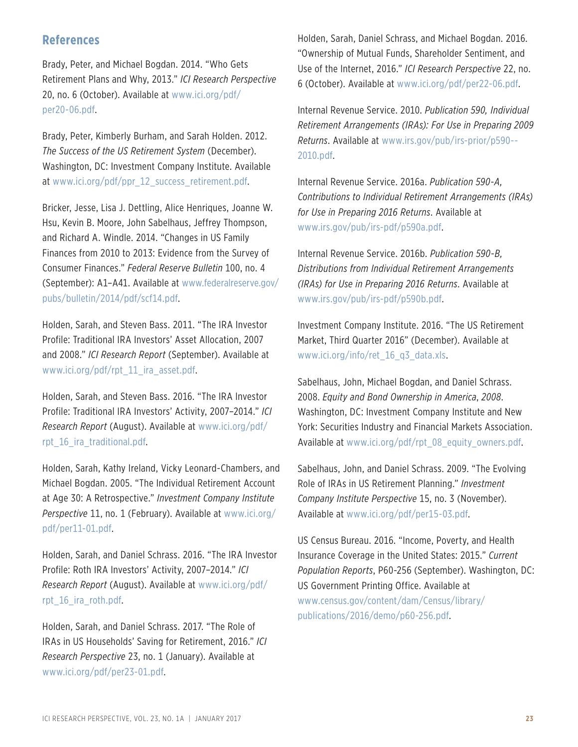## References

Brady, Peter, and Michael Bogdan. 2014. "Who Gets Retirement Plans and Why, 2013." *ICI Research Perspective* 20, no. 6 (October). Available at www.ici.org/pdf/per20-06.pdf.

Brady, Peter, Kimberly Burham, and Sarah Holden. 2012. *The Success of the US Retirement System* (December). Washington, DC: Investment Company Institute. Available at www.ici.org/pdf/ppr_12_success_retirement.pdf.

Bricker, Jesse, Lisa J. Dettling, Alice Henriques, Joanne W. Hsu, Kevin B. Moore, John Sabelhaus, Jeffrey Thompson, and Richard A. Windle. 2014. "Changes in US Family Finances from 2010 to 2013: Evidence from the Survey of Consumer Finances." *Federal Reserve Bulletin* 100, no. 4 (September): A1–A41. Available at www.federalreserve.gov/pubs/bulletin/2014/pdf/scf14.pdf.

Holden, Sarah, and Steven Bass. 2011. "The IRA Investor Profile: Traditional IRA Investors' Asset Allocation, 2007 and 2008." *ICI Research Report* (September). Available at www.ici.org/pdf/rpt_11_ira_asset.pdf.

Holden, Sarah, and Steven Bass. 2016. "The IRA Investor Profile: Traditional IRA Investors' Activity, 2007–2014." *ICI Research Report* (August). Available at www.ici.org/pdf/rpt_16_ira_traditional.pdf.

Holden, Sarah, Kathy Ireland, Vicky Leonard-Chambers, and Michael Bogdan. 2005. "The Individual Retirement Account at Age 30: A Retrospective." *Investment Company Institute Perspective* 11, no. 1 (February). Available at www.ici.org/pdf/per11-01.pdf.

Holden, Sarah, and Daniel Schrass. 2016. "The IRA Investor Profile: Roth IRA Investors' Activity, 2007–2014." *ICI Research Report* (August). Available at www.ici.org/pdf/rpt_16_ira_roth.pdf.

Holden, Sarah, and Daniel Schrass. 2017. "The Role of IRAs in US Households' Saving for Retirement, 2016." *ICI Research Perspective* 23, no. 1 (January). Available at www.ici.org/pdf/per23-01.pdf.

Holden, Sarah, Daniel Schrass, and Michael Bogdan. 2016. "Ownership of Mutual Funds, Shareholder Sentiment, and Use of the Internet, 2016." *ICI Research Perspective* 22, no. 6 (October). Available at www.ici.org/pdf/per22-06.pdf.

Internal Revenue Service. 2010. *Publication 590, Individual Retirement Arrangements (IRAs): For Use in Preparing 2009 Returns*. Available at www.irs.gov/pub/irs-prior/p590--2010.pdf.

Internal Revenue Service. 2016a. *Publication 590-A, Contributions to Individual Retirement Arrangements (IRAs) for Use in Preparing 2016 Returns*. Available at www.irs.gov/pub/irs-pdf/p590a.pdf.

Internal Revenue Service. 2016b. *Publication 590-B, Distributions from Individual Retirement Arrangements (IRAs) for Use in Preparing 2016 Returns*. Available at www.irs.gov/pub/irs-pdf/p590b.pdf.

Investment Company Institute. 2016. "The US Retirement Market, Third Quarter 2016" (December). Available at www.ici.org/info/ret_16_q3_data.xls.

Sabelhaus, John, Michael Bogdan, and Daniel Schrass. 2008. *Equity and Bond Ownership in America, 2008*. Washington, DC: Investment Company Institute and New York: Securities Industry and Financial Markets Association. Available at www.ici.org/pdf/rpt_08_equity_owners.pdf.

Sabelhaus, John, and Daniel Schrass. 2009. "The Evolving Role of IRAs in US Retirement Planning." *Investment Company Institute Perspective* 15, no. 3 (November). Available at www.ici.org/pdf/per15-03.pdf.

US Census Bureau. 2016. "Income, Poverty, and Health Insurance Coverage in the United States: 2015." *Current Population Reports*, P60-256 (September). Washington, DC: US Government Printing Office. Available at www.census.gov/content/dam/Census/library/publications/2016/demo/p60-256.pdf.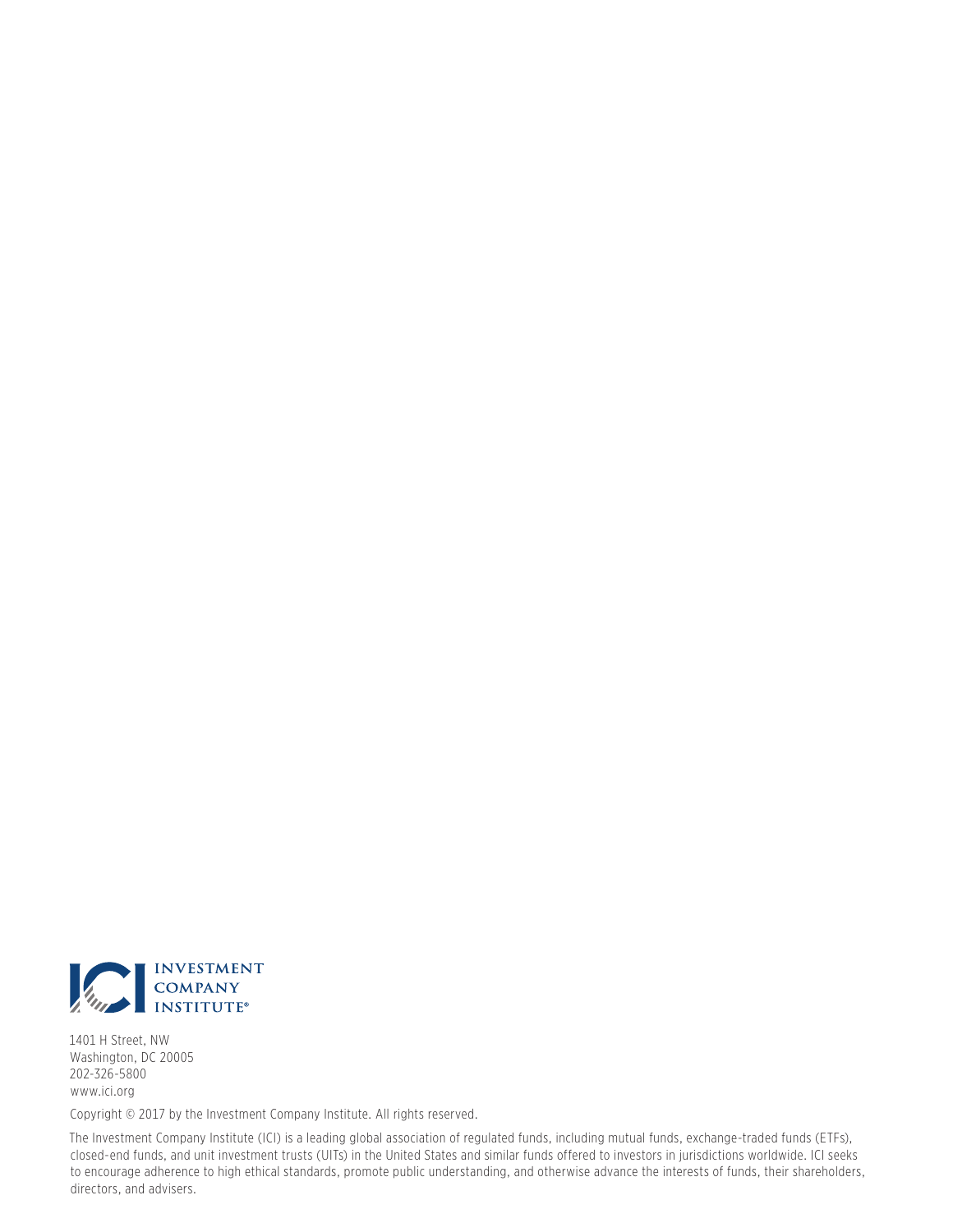INVESTMENT
COMPANY
INSTITUTE®

1401 H Street, NW
Washington, DC 20005
202-326-5800
www.ici.org

Copyright © 2017 by the Investment Company Institute. All rights reserved.

The Investment Company Institute (ICI) is a leading global association of regulated funds, including mutual funds, exchange-traded funds (ETFs), closed-end funds, and unit investment trusts (UITs) in the United States and similar funds offered to investors in jurisdictions worldwide. ICI seeks to encourage adherence to high ethical standards, promote public understanding, and otherwise advance the interests of funds, their shareholders, directors, and advisers.